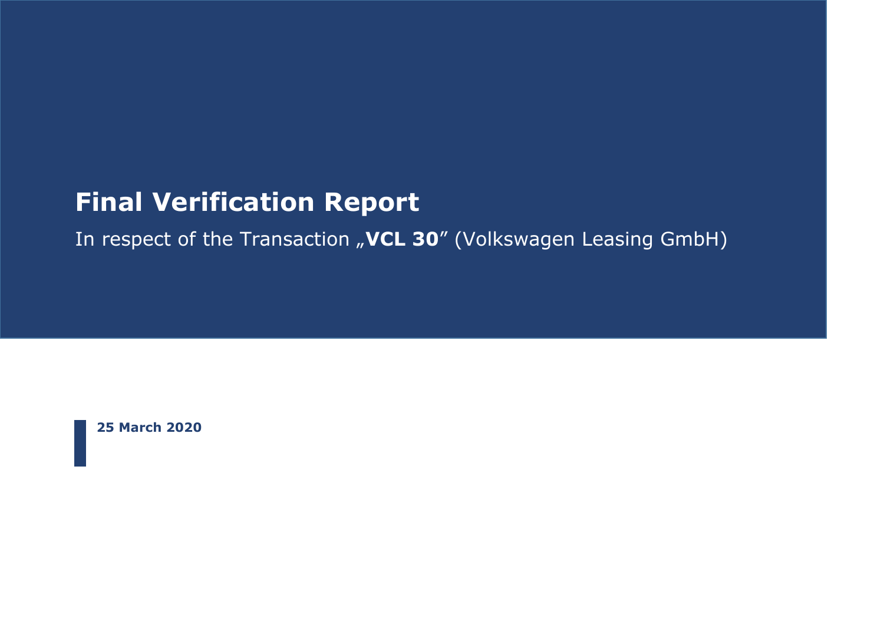# Final Verification Report

In respect of the Transaction „**VCL 30**” (Volkswagen Leasing GmbH)

**25 March 2020**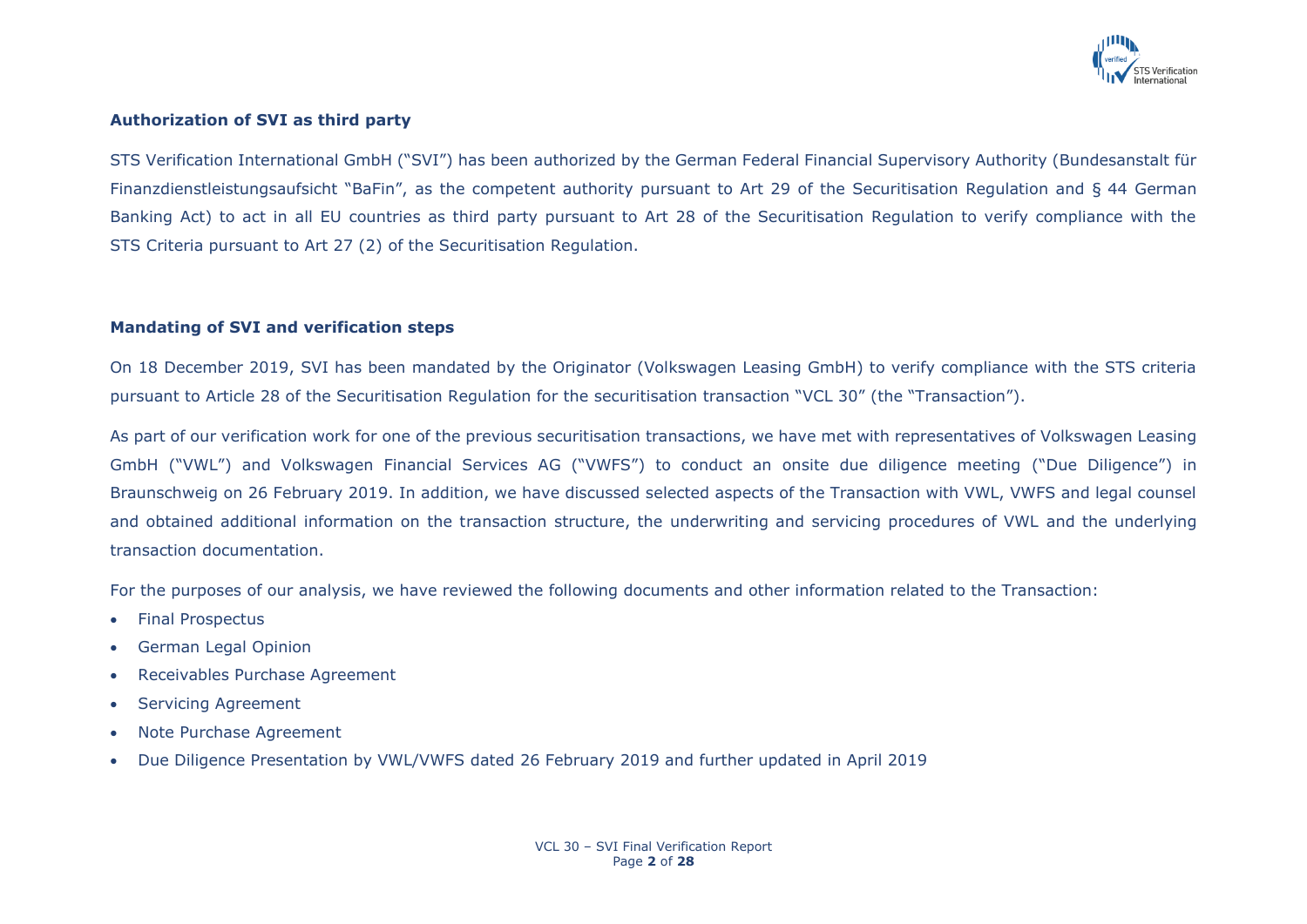## Authorization of SVI as third party

STS Verification International GmbH ("SVI") has been authorized by the German Federal Financial Supervisory Authority (Bundesanstalt für Finanzdienstleistungsaufsicht "BaFin", as the competent authority pursuant to Art 29 of the Securitisation Regulation and § 44 German Banking Act) to act in all EU countries as third party pursuant to Art 28 of the Securitisation Regulation to verify compliance with the STS Criteria pursuant to Art 27 (2) of the Securitisation Regulation.

## Mandating of SVI and verification steps

On 18 December 2019, SVI has been mandated by the Originator (Volkswagen Leasing GmbH) to verify compliance with the STS criteria pursuant to Article 28 of the Securitisation Regulation for the securitisation transaction "VCL 30" (the "Transaction").

As part of our verification work for one of the previous securitisation transactions, we have met with representatives of Volkswagen Leasing GmbH ("VWL") and Volkswagen Financial Services AG ("VWFS") to conduct an onsite due diligence meeting ("Due Diligence") in Braunschweig on 26 February 2019. In addition, we have discussed selected aspects of the Transaction with VWL, VWFS and legal counsel and obtained additional information on the transaction structure, the underwriting and servicing procedures of VWL and the underlying transaction documentation.

For the purposes of our analysis, we have reviewed the following documents and other information related to the Transaction:

- Final Prospectus
- German Legal Opinion
- Receivables Purchase Agreement
- Servicing Agreement
- Note Purchase Agreement
- Due Diligence Presentation by VWL/VWFS dated 26 February 2019 and further updated in April 2019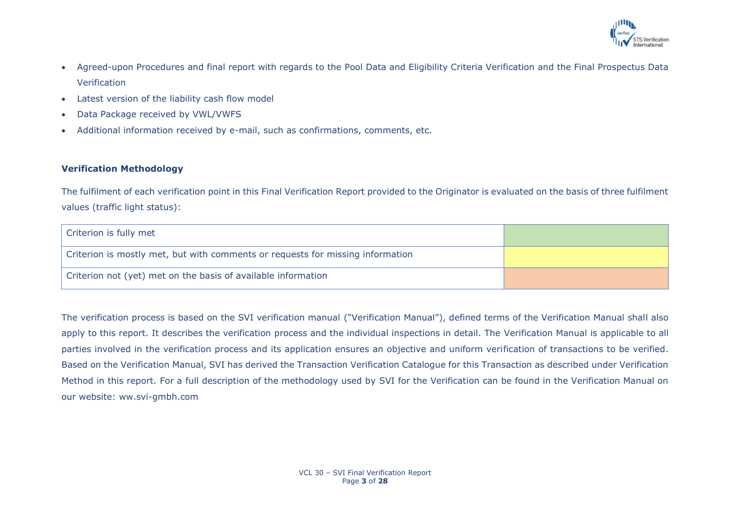- Agreed-upon Procedures and final report with regards to the Pool Data and Eligibility Criteria Verification and the Final Prospectus Data Verification
- Latest version of the liability cash flow model
- Data Package received by VWL/VWFS
- Additional information received by e-mail, such as confirmations, comments, etc.

**Verification Methodology**

The fulfilment of each verification point in this Final Verification Report provided to the Originator is evaluated on the basis of three fulfilment values (traffic light status):

| | |
|---|---|
| Criterion is fully met | |
| Criterion is mostly met, but with comments or requests for missing information | |
| Criterion not (yet) met on the basis of available information | |

The verification process is based on the SVI verification manual ("Verification Manual"), defined terms of the Verification Manual shall also apply to this report. It describes the verification process and the individual inspections in detail. The Verification Manual is applicable to all parties involved in the verification process and its application ensures an objective and uniform verification of transactions to be verified. Based on the Verification Manual, SVI has derived the Transaction Verification Catalogue for this Transaction as described under Verification Method in this report. For a full description of the methodology used by SVI for the Verification can be found in the Verification Manual on our website: ww.svi-gmbh.com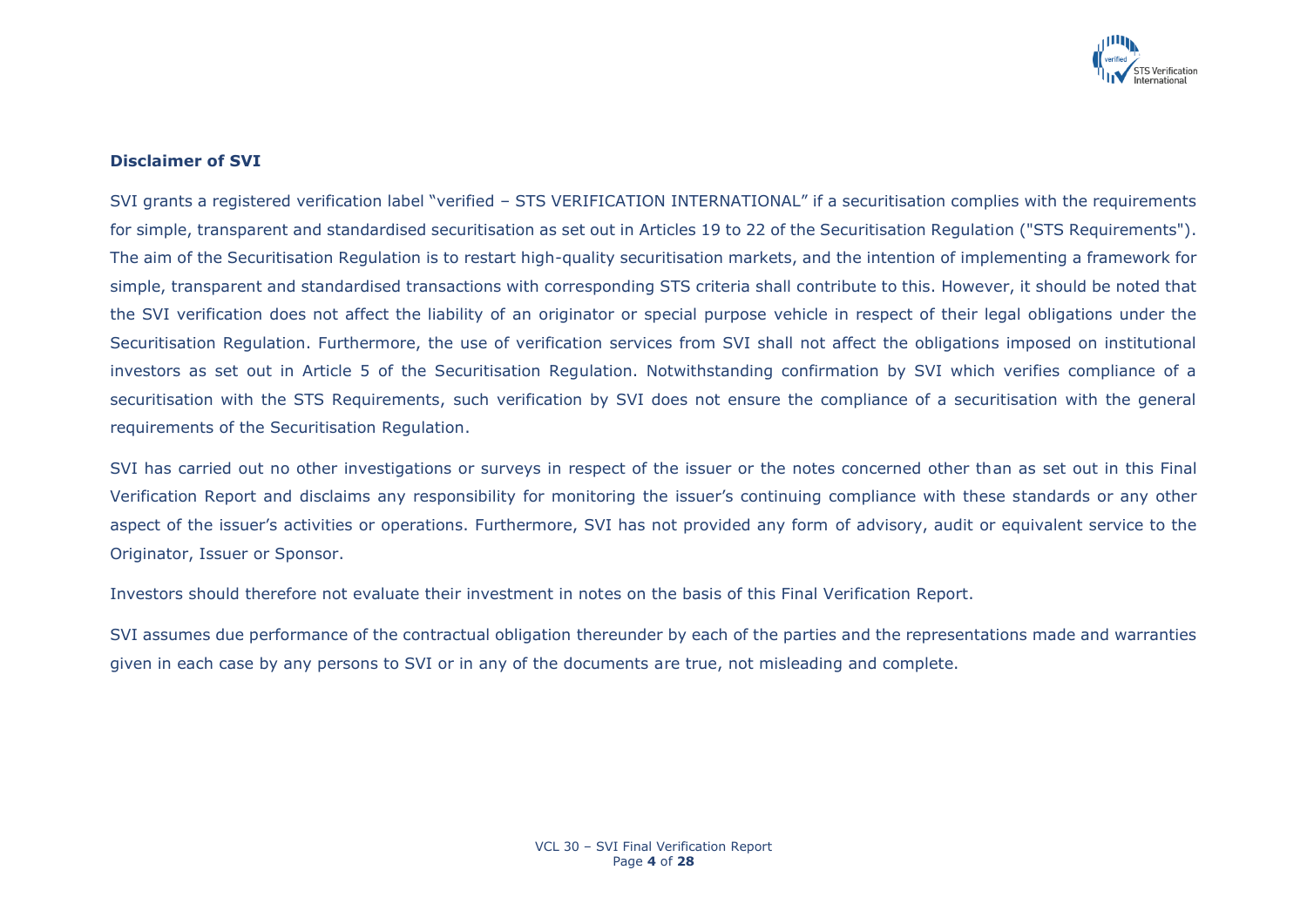## Disclaimer of SVI

SVI grants a registered verification label "verified – STS VERIFICATION INTERNATIONAL" if a securitisation complies with the requirements for simple, transparent and standardised securitisation as set out in Articles 19 to 22 of the Securitisation Regulation ("STS Requirements"). The aim of the Securitisation Regulation is to restart high-quality securitisation markets, and the intention of implementing a framework for simple, transparent and standardised transactions with corresponding STS criteria shall contribute to this. However, it should be noted that the SVI verification does not affect the liability of an originator or special purpose vehicle in respect of their legal obligations under the Securitisation Regulation. Furthermore, the use of verification services from SVI shall not affect the obligations imposed on institutional investors as set out in Article 5 of the Securitisation Regulation. Notwithstanding confirmation by SVI which verifies compliance of a securitisation with the STS Requirements, such verification by SVI does not ensure the compliance of a securitisation with the general requirements of the Securitisation Regulation.

SVI has carried out no other investigations or surveys in respect of the issuer or the notes concerned other than as set out in this Final Verification Report and disclaims any responsibility for monitoring the issuer's continuing compliance with these standards or any other aspect of the issuer's activities or operations. Furthermore, SVI has not provided any form of advisory, audit or equivalent service to the Originator, Issuer or Sponsor.

Investors should therefore not evaluate their investment in notes on the basis of this Final Verification Report.

SVI assumes due performance of the contractual obligation thereunder by each of the parties and the representations made and warranties given in each case by any persons to SVI or in any of the documents are true, not misleading and complete.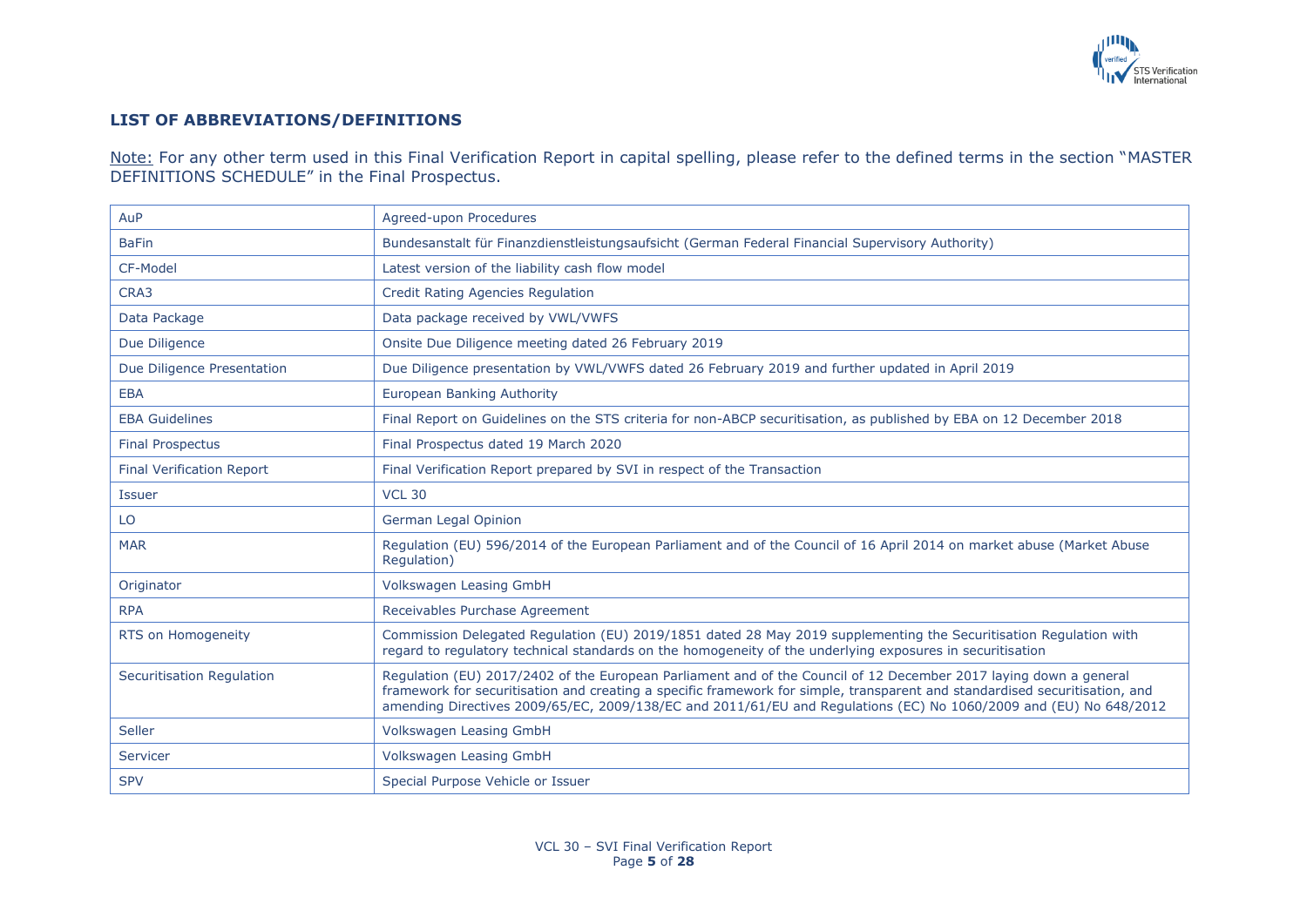## LIST OF ABBREVIATIONS/DEFINITIONS

Note: For any other term used in this Final Verification Report in capital spelling, please refer to the defined terms in the section "MASTER DEFINITIONS SCHEDULE" in the Final Prospectus.

| | |
|---|---|
| AuP | Agreed-upon Procedures |
| BaFin | Bundesanstalt für Finanzdienstleistungsaufsicht (German Federal Financial Supervisory Authority) |
| CF-Model | Latest version of the liability cash flow model |
| CRA3 | Credit Rating Agencies Regulation |
| Data Package | Data package received by VWL/VWFS |
| Due Diligence | Onsite Due Diligence meeting dated 26 February 2019 |
| Due Diligence Presentation | Due Diligence presentation by VWL/VWFS dated 26 February 2019 and further updated in April 2019 |
| EBA | European Banking Authority |
| EBA Guidelines | Final Report on Guidelines on the STS criteria for non-ABCP securitisation, as published by EBA on 12 December 2018 |
| Final Prospectus | Final Prospectus dated 19 March 2020 |
| Final Verification Report | Final Verification Report prepared by SVI in respect of the Transaction |
| Issuer | VCL 30 |
| LO | German Legal Opinion |
| MAR | Regulation (EU) 596/2014 of the European Parliament and of the Council of 16 April 2014 on market abuse (Market Abuse Regulation) |
| Originator | Volkswagen Leasing GmbH |
| RPA | Receivables Purchase Agreement |
| RTS on Homogeneity | Commission Delegated Regulation (EU) 2019/1851 dated 28 May 2019 supplementing the Securitisation Regulation with regard to regulatory technical standards on the homogeneity of the underlying exposures in securitisation |
| Securitisation Regulation | Regulation (EU) 2017/2402 of the European Parliament and of the Council of 12 December 2017 laying down a general framework for securitisation and creating a specific framework for simple, transparent and standardised securitisation, and amending Directives 2009/65/EC, 2009/138/EC and 2011/61/EU and Regulations (EC) No 1060/2009 and (EU) No 648/2012 |
| Seller | Volkswagen Leasing GmbH |
| Servicer | Volkswagen Leasing GmbH |
| SPV | Special Purpose Vehicle or Issuer |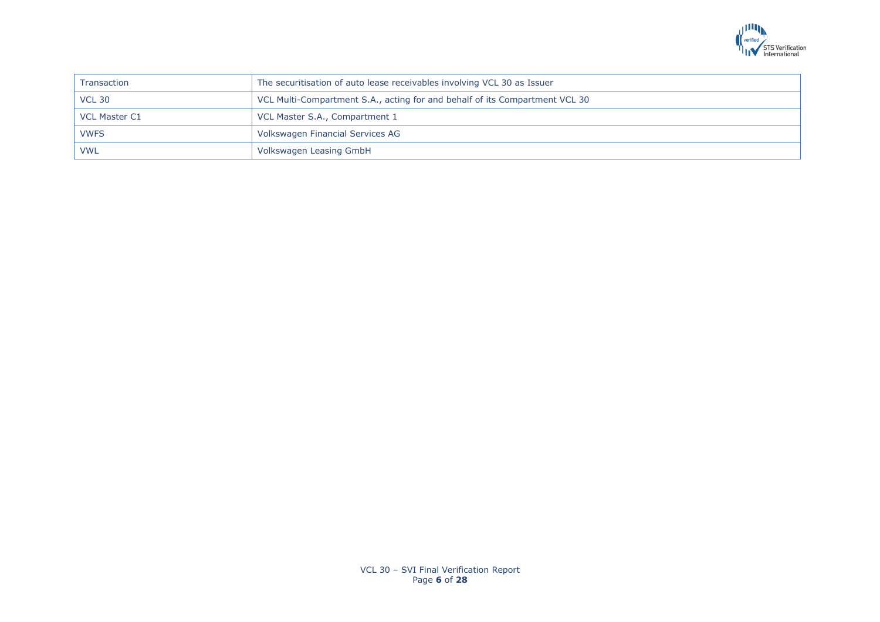| | |
|---|---|
| Transaction | The securitisation of auto lease receivables involving VCL 30 as Issuer |
| VCL 30 | VCL Multi-Compartment S.A., acting for and behalf of its Compartment VCL 30 |
| VCL Master C1 | VCL Master S.A., Compartment 1 |
| VWFS | Volkswagen Financial Services AG |
| VWL | Volkswagen Leasing GmbH |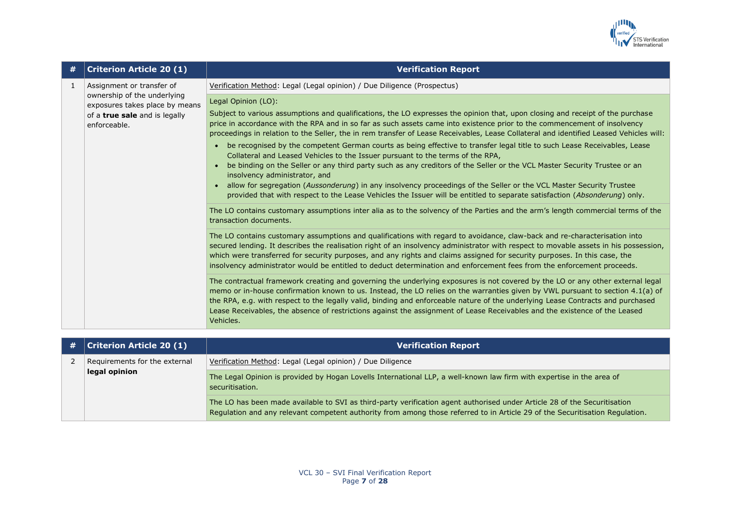| # | Criterion Article 20 (1) | Verification Report |
|---|---|---|
| 1 | Assignment or transfer of ownership of the underlying exposures takes place by means of a **true sale** and is legally enforceable. | Verification Method: Legal (Legal opinion) / Due Diligence (Prospectus) |
| | | Legal Opinion (LO):<br>Subject to various assumptions and qualifications, the LO expresses the opinion that, upon closing and receipt of the purchase price in accordance with the RPA and in so far as such assets came into existence prior to the commencement of insolvency proceedings in relation to the Seller, the in rem transfer of Lease Receivables, Lease Collateral and identified Leased Vehicles will:<br>• be recognised by the competent German courts as being effective to transfer legal title to such Lease Receivables, Lease Collateral and Leased Vehicles to the Issuer pursuant to the terms of the RPA,<br>• be binding on the Seller or any third party such as any creditors of the Seller or the VCL Master Security Trustee or an insolvency administrator, and<br>• allow for segregation (*Aussonderung*) in any insolvency proceedings of the Seller or the VCL Master Security Trustee provided that with respect to the Lease Vehicles the Issuer will be entitled to separate satisfaction (*Absonderung*) only. |
| | | The LO contains customary assumptions inter alia as to the solvency of the Parties and the arm's length commercial terms of the transaction documents. |
| | | The LO contains customary assumptions and qualifications with regard to avoidance, claw-back and re-characterisation into secured lending. It describes the realisation right of an insolvency administrator with respect to movable assets in his possession, which were transferred for security purposes, and any rights and claims assigned for security purposes. In this case, the insolvency administrator would be entitled to deduct determination and enforcement fees from the enforcement proceeds. |
| | | The contractual framework creating and governing the underlying exposures is not covered by the LO or any other external legal memo or in-house confirmation known to us. Instead, the LO relies on the warranties given by VWL pursuant to section 4.1(a) of the RPA, e.g. with respect to the legally valid, binding and enforceable nature of the underlying Lease Contracts and purchased Lease Receivables, the absence of restrictions against the assignment of Lease Receivables and the existence of the Leased Vehicles. |

| # | Criterion Article 20 (1) | Verification Report |
|---|---|---|
| 2 | Requirements for the external **legal opinion** | Verification Method: Legal (Legal opinion) / Due Diligence |
| | | The Legal Opinion is provided by Hogan Lovells International LLP, a well-known law firm with expertise in the area of securitisation. |
| | | The LO has been made available to SVI as third-party verification agent authorised under Article 28 of the Securitisation Regulation and any relevant competent authority from among those referred to in Article 29 of the Securitisation Regulation. |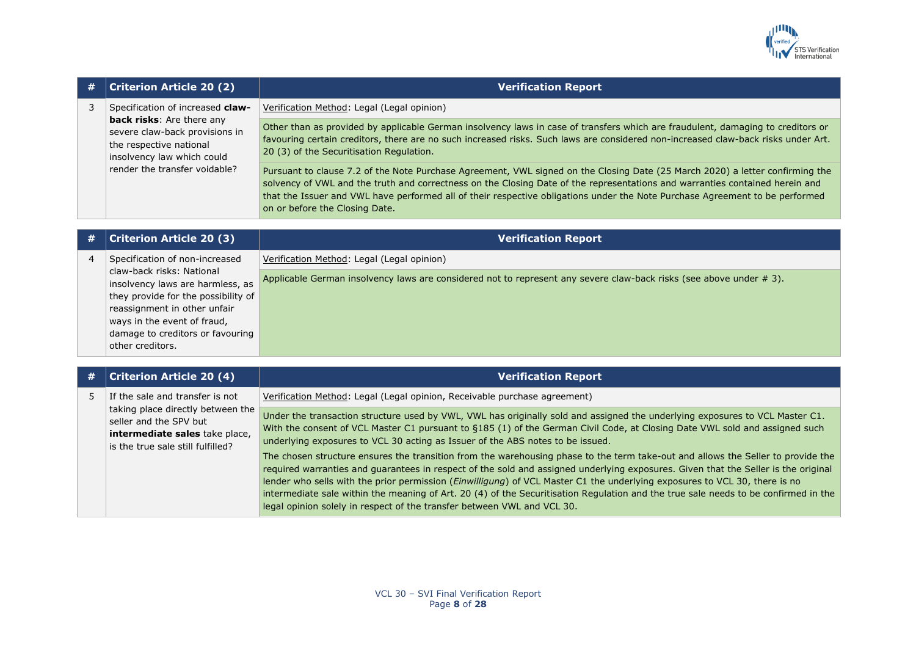| # | Criterion Article 20 (2) | Verification Report |
|---|---|---|
| 3 | Specification of increased **claw-back risks**: Are there any severe claw-back provisions in the respective national insolvency law which could render the transfer voidable? | Verification Method: Legal (Legal opinion) |
| | | Other than as provided by applicable German insolvency laws in case of transfers which are fraudulent, damaging to creditors or favouring certain creditors, there are no such increased risks. Such laws are considered non-increased claw-back risks under Art. 20 (3) of the Securitisation Regulation. |
| | | Pursuant to clause 7.2 of the Note Purchase Agreement, VWL signed on the Closing Date (25 March 2020) a letter confirming the solvency of VWL and the truth and correctness on the Closing Date of the representations and warranties contained herein and that the Issuer and VWL have performed all of their respective obligations under the Note Purchase Agreement to be performed on or before the Closing Date. |

| # | Criterion Article 20 (3) | Verification Report |
|---|---|---|
| 4 | Specification of non-increased claw-back risks: National insolvency laws are harmless, as they provide for the possibility of reassignment in other unfair ways in the event of fraud, damage to creditors or favouring other creditors. | Verification Method: Legal (Legal opinion) |
| | | Applicable German insolvency laws are considered not to represent any severe claw-back risks (see above under # 3). |

| # | Criterion Article 20 (4) | Verification Report |
|---|---|---|
| 5 | If the sale and transfer is not taking place directly between the seller and the SPV but **intermediate sales** take place, is the true sale still fulfilled? | Verification Method: Legal (Legal opinion, Receivable purchase agreement) |
| | | Under the transaction structure used by VWL, VWL has originally sold and assigned the underlying exposures to VCL Master C1. With the consent of VCL Master C1 pursuant to §185 (1) of the German Civil Code, at Closing Date VWL sold and assigned such underlying exposures to VCL 30 acting as Issuer of the ABS notes to be issued.<br><br>The chosen structure ensures the transition from the warehousing phase to the term take-out and allows the Seller to provide the required warranties and guarantees in respect of the sold and assigned underlying exposures. Given that the Seller is the original lender who sells with the prior permission (*Einwilligung*) of VCL Master C1 the underlying exposures to VCL 30, there is no intermediate sale within the meaning of Art. 20 (4) of the Securitisation Regulation and the true sale needs to be confirmed in the legal opinion solely in respect of the transfer between VWL and VCL 30. |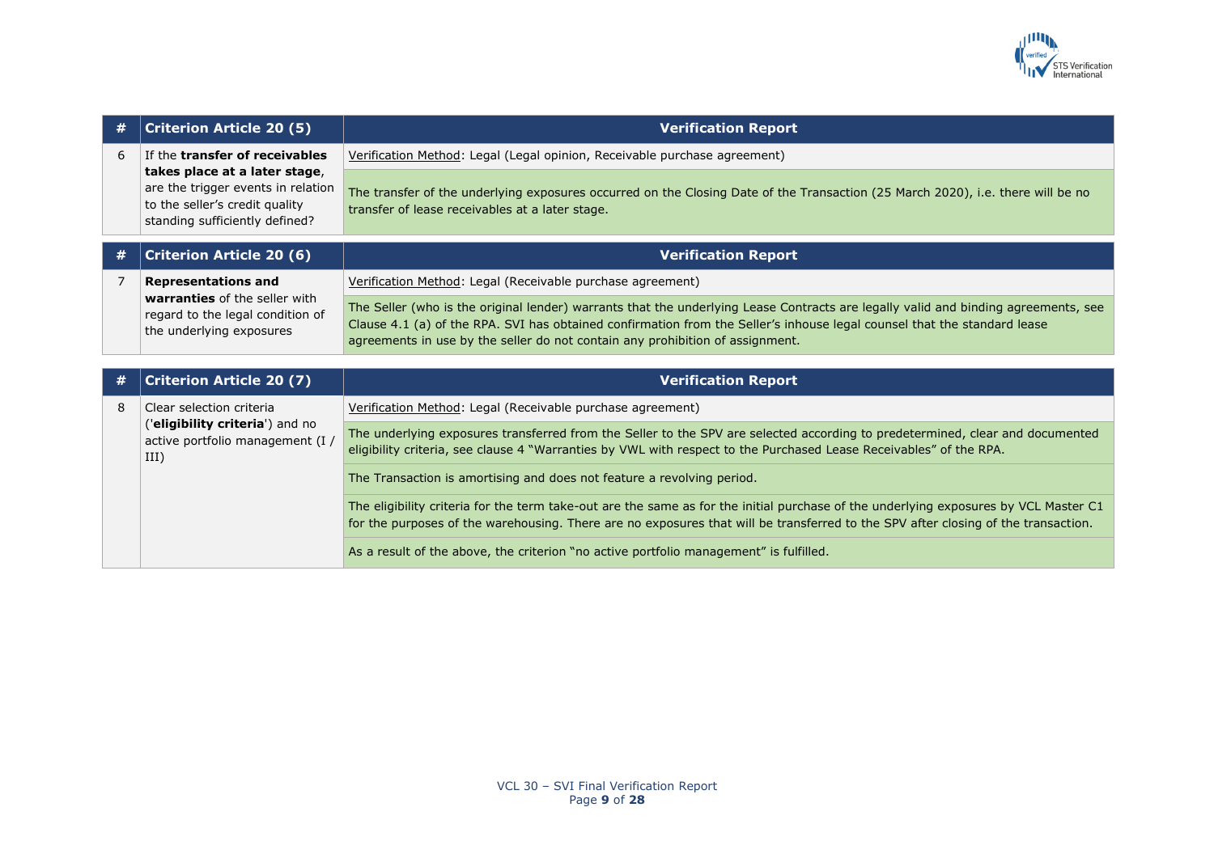| # | Criterion Article 20 (5) | Verification Report |
|---|---|---|
| 6 | If the **transfer of receivables takes place at a later stage**, are the trigger events in relation to the seller's credit quality standing sufficiently defined? | Verification Method: Legal (Legal opinion, Receivable purchase agreement) |
| | | The transfer of the underlying exposures occurred on the Closing Date of the Transaction (25 March 2020), i.e. there will be no transfer of lease receivables at a later stage. |

| # | Criterion Article 20 (6) | Verification Report |
|---|---|---|
| 7 | **Representations and warranties** of the seller with regard to the legal condition of the underlying exposures | Verification Method: Legal (Receivable purchase agreement) |
| | | The Seller (who is the original lender) warrants that the underlying Lease Contracts are legally valid and binding agreements, see Clause 4.1 (a) of the RPA. SVI has obtained confirmation from the Seller's inhouse legal counsel that the standard lease agreements in use by the seller do not contain any prohibition of assignment. |

| # | Criterion Article 20 (7) | Verification Report |
|---|---|---|
| 8 | Clear selection criteria ('**eligibility criteria**') and no active portfolio management (I / III) | Verification Method: Legal (Receivable purchase agreement) |
| | | The underlying exposures transferred from the Seller to the SPV are selected according to predetermined, clear and documented eligibility criteria, see clause 4 "Warranties by VWL with respect to the Purchased Lease Receivables" of the RPA. |
| | | The Transaction is amortising and does not feature a revolving period. |
| | | The eligibility criteria for the term take-out are the same as for the initial purchase of the underlying exposures by VCL Master C1 for the purposes of the warehousing. There are no exposures that will be transferred to the SPV after closing of the transaction. |
| | | As a result of the above, the criterion "no active portfolio management" is fulfilled. |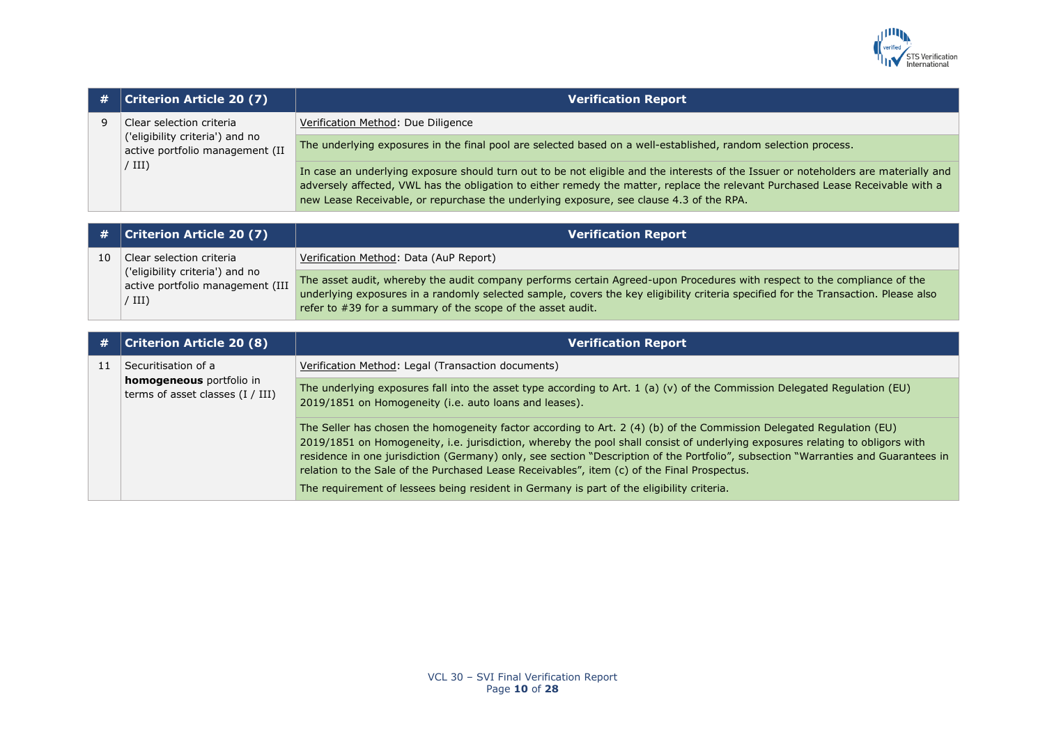| # | Criterion Article 20 (7) | Verification Report |
|---|---|---|
| 9 | Clear selection criteria ('eligibility criteria') and no active portfolio management (II / III) | Verification Method: Due Diligence |
| | | The underlying exposures in the final pool are selected based on a well-established, random selection process. |
| | | In case an underlying exposure should turn out to be not eligible and the interests of the Issuer or noteholders are materially and adversely affected, VWL has the obligation to either remedy the matter, replace the relevant Purchased Lease Receivable with a new Lease Receivable, or repurchase the underlying exposure, see clause 4.3 of the RPA. |

| # | Criterion Article 20 (7) | Verification Report |
|---|---|---|
| 10 | Clear selection criteria ('eligibility criteria') and no active portfolio management (III / III) | Verification Method: Data (AuP Report) |
| | | The asset audit, whereby the audit company performs certain Agreed-upon Procedures with respect to the compliance of the underlying exposures in a randomly selected sample, covers the key eligibility criteria specified for the Transaction. Please also refer to #39 for a summary of the scope of the asset audit. |

| # | Criterion Article 20 (8) | Verification Report |
|---|---|---|
| 11 | Securitisation of a **homogeneous** portfolio in terms of asset classes (I / III) | Verification Method: Legal (Transaction documents) |
| | | The underlying exposures fall into the asset type according to Art. 1 (a) (v) of the Commission Delegated Regulation (EU) 2019/1851 on Homogeneity (i.e. auto loans and leases). |
| | | The Seller has chosen the homogeneity factor according to Art. 2 (4) (b) of the Commission Delegated Regulation (EU) 2019/1851 on Homogeneity, i.e. jurisdiction, whereby the pool shall consist of underlying exposures relating to obligors with residence in one jurisdiction (Germany) only, see section "Description of the Portfolio", subsection "Warranties and Guarantees in relation to the Sale of the Purchased Lease Receivables", item (c) of the Final Prospectus.<br>The requirement of lessees being resident in Germany is part of the eligibility criteria. |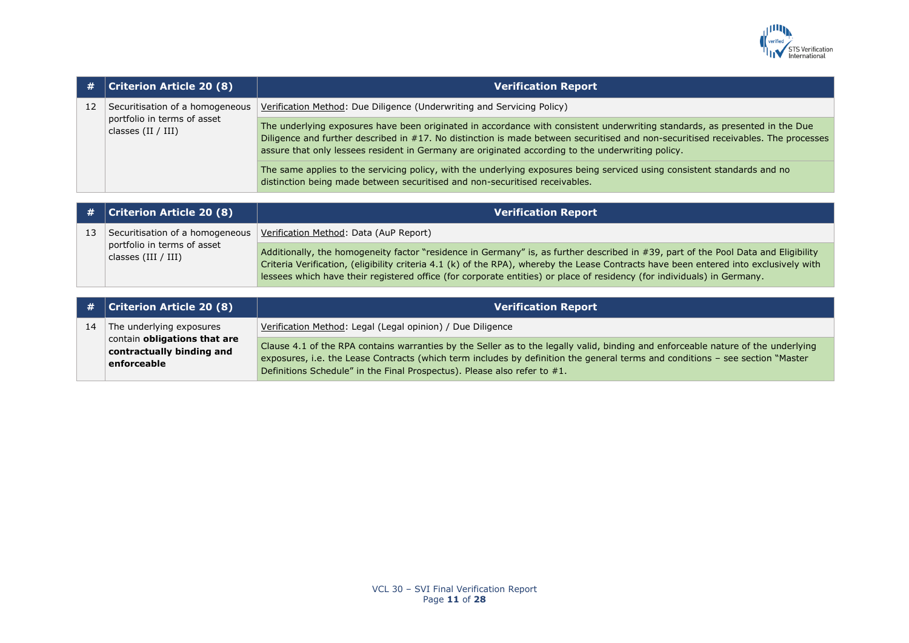| # | Criterion Article 20 (8) | Verification Report |
|---|---|---|
| 12 | Securitisation of a homogeneous portfolio in terms of asset classes (II / III) | Verification Method: Due Diligence (Underwriting and Servicing Policy) |
| | | The underlying exposures have been originated in accordance with consistent underwriting standards, as presented in the Due Diligence and further described in #17. No distinction is made between securitised and non-securitised receivables. The processes assure that only lessees resident in Germany are originated according to the underwriting policy. |
| | | The same applies to the servicing policy, with the underlying exposures being serviced using consistent standards and no distinction being made between securitised and non-securitised receivables. |

| # | Criterion Article 20 (8) | Verification Report |
|---|---|---|
| 13 | Securitisation of a homogeneous portfolio in terms of asset classes (III / III) | Verification Method: Data (AuP Report) |
| | | Additionally, the homogeneity factor "residence in Germany" is, as further described in #39, part of the Pool Data and Eligibility Criteria Verification, (eligibility criteria 4.1 (k) of the RPA), whereby the Lease Contracts have been entered into exclusively with lessees which have their registered office (for corporate entities) or place of residency (for individuals) in Germany. |

| # | Criterion Article 20 (8) | Verification Report |
|---|---|---|
| 14 | The underlying exposures contain **obligations that are contractually binding and enforceable** | Verification Method: Legal (Legal opinion) / Due Diligence |
| | | Clause 4.1 of the RPA contains warranties by the Seller as to the legally valid, binding and enforceable nature of the underlying exposures, i.e. the Lease Contracts (which term includes by definition the general terms and conditions – see section "Master Definitions Schedule" in the Final Prospectus). Please also refer to #1. |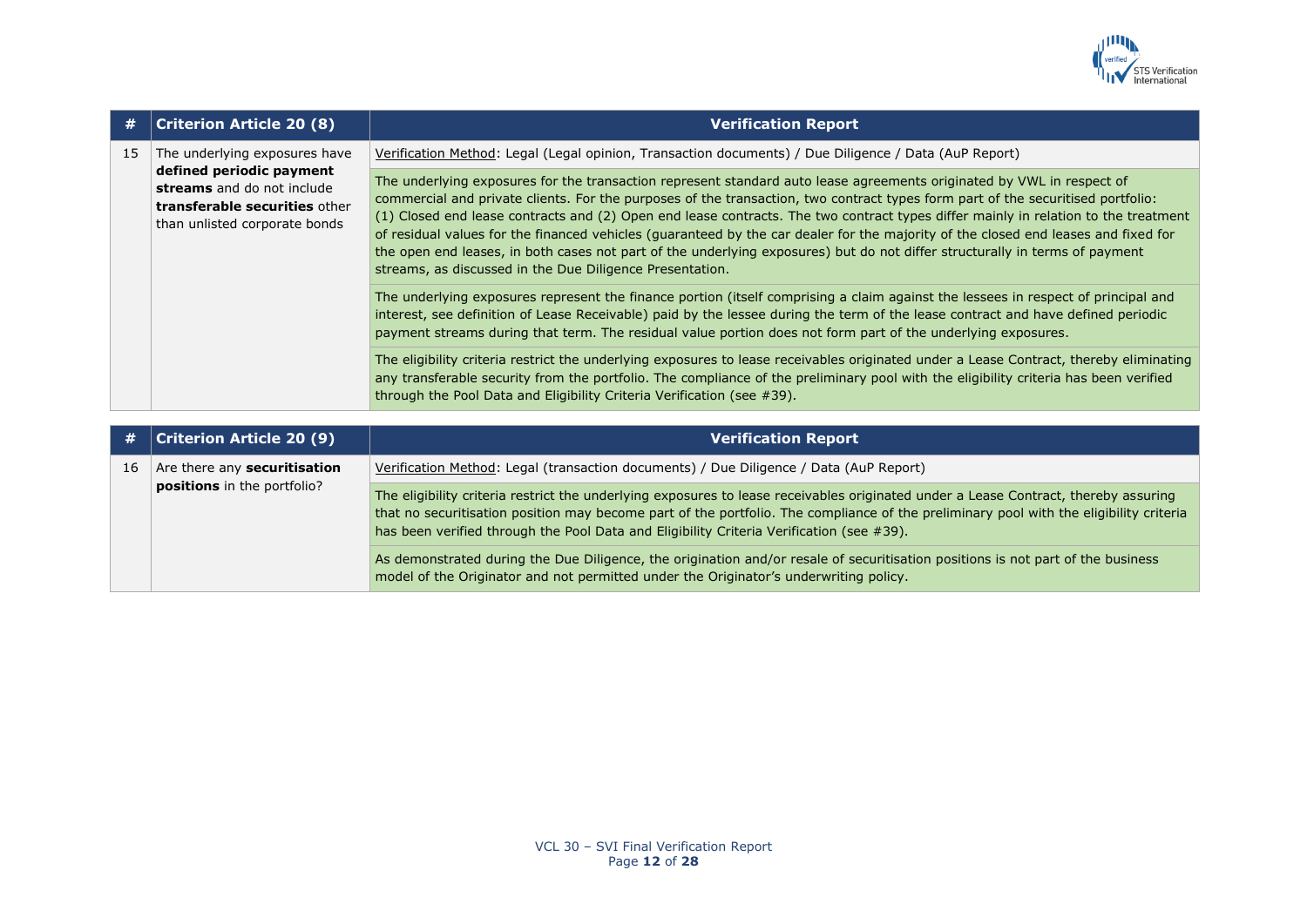| # | Criterion Article 20 (8) | Verification Report |
|---|---|---|
| 15 | The underlying exposures have **defined periodic payment streams** and do not include **transferable securities** other than unlisted corporate bonds | Verification Method: Legal (Legal opinion, Transaction documents) / Due Diligence / Data (AuP Report) |
| | | The underlying exposures for the transaction represent standard auto lease agreements originated by VWL in respect of commercial and private clients. For the purposes of the transaction, two contract types form part of the securitised portfolio: (1) Closed end lease contracts and (2) Open end lease contracts. The two contract types differ mainly in relation to the treatment of residual values for the financed vehicles (guaranteed by the car dealer for the majority of the closed end leases and fixed for the open end leases, in both cases not part of the underlying exposures) but do not differ structurally in terms of payment streams, as discussed in the Due Diligence Presentation. |
| | | The underlying exposures represent the finance portion (itself comprising a claim against the lessees in respect of principal and interest, see definition of Lease Receivable) paid by the lessee during the term of the lease contract and have defined periodic payment streams during that term. The residual value portion does not form part of the underlying exposures. |
| | | The eligibility criteria restrict the underlying exposures to lease receivables originated under a Lease Contract, thereby eliminating any transferable security from the portfolio. The compliance of the preliminary pool with the eligibility criteria has been verified through the Pool Data and Eligibility Criteria Verification (see #39). |

| # | Criterion Article 20 (9) | Verification Report |
|---|---|---|
| 16 | Are there any **securitisation positions** in the portfolio? | Verification Method: Legal (transaction documents) / Due Diligence / Data (AuP Report) |
| | | The eligibility criteria restrict the underlying exposures to lease receivables originated under a Lease Contract, thereby assuring that no securitisation position may become part of the portfolio. The compliance of the preliminary pool with the eligibility criteria has been verified through the Pool Data and Eligibility Criteria Verification (see #39). |
| | | As demonstrated during the Due Diligence, the origination and/or resale of securitisation positions is not part of the business model of the Originator and not permitted under the Originator's underwriting policy. |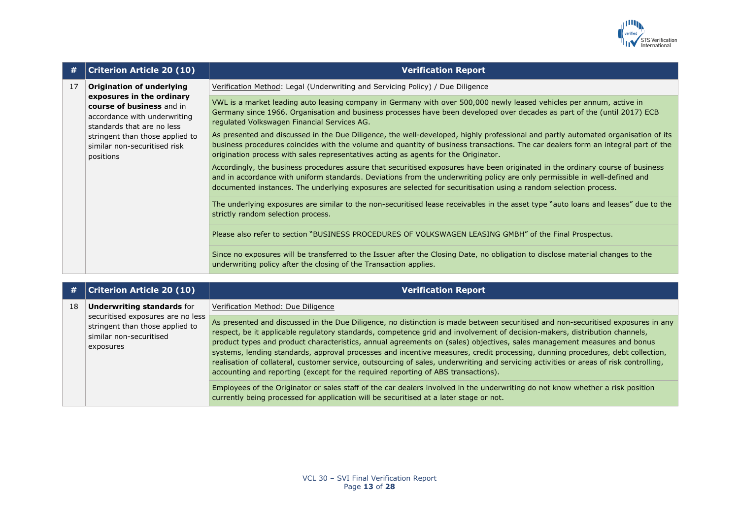| # | Criterion Article 20 (10) | Verification Report |
|---|---|---|
| 17 | **Origination of underlying exposures in the ordinary course of business** and in accordance with underwriting standards that are no less stringent than those applied to similar non-securitised risk positions | Verification Method: Legal (Underwriting and Servicing Policy) / Due Diligence |
| | | VWL is a market leading auto leasing company in Germany with over 500,000 newly leased vehicles per annum, active in Germany since 1966. Organisation and business processes have been developed over decades as part of the (until 2017) ECB regulated Volkswagen Financial Services AG.<br><br>As presented and discussed in the Due Diligence, the well-developed, highly professional and partly automated organisation of its business procedures coincides with the volume and quantity of business transactions. The car dealers form an integral part of the origination process with sales representatives acting as agents for the Originator.<br><br>Accordingly, the business procedures assure that securitised exposures have been originated in the ordinary course of business and in accordance with uniform standards. Deviations from the underwriting policy are only permissible in well-defined and documented instances. The underlying exposures are selected for securitisation using a random selection process. |
| | | The underlying exposures are similar to the non-securitised lease receivables in the asset type "auto loans and leases" due to the strictly random selection process. |
| | | Please also refer to section "BUSINESS PROCEDURES OF VOLKSWAGEN LEASING GMBH" of the Final Prospectus. |
| | | Since no exposures will be transferred to the Issuer after the Closing Date, no obligation to disclose material changes to the underwriting policy after the closing of the Transaction applies. |

| # | Criterion Article 20 (10) | Verification Report |
|---|---|---|
| 18 | **Underwriting standards** for securitised exposures are no less stringent than those applied to similar non-securitised exposures | Verification Method: Due Diligence |
| | | As presented and discussed in the Due Diligence, no distinction is made between securitised and non-securitised exposures in any respect, be it applicable regulatory standards, competence grid and involvement of decision-makers, distribution channels, product types and product characteristics, annual agreements on (sales) objectives, sales management measures and bonus systems, lending standards, approval processes and incentive measures, credit processing, dunning procedures, debt collection, realisation of collateral, customer service, outsourcing of sales, underwriting and servicing activities or areas of risk controlling, accounting and reporting (except for the required reporting of ABS transactions). |
| | | Employees of the Originator or sales staff of the car dealers involved in the underwriting do not know whether a risk position currently being processed for application will be securitised at a later stage or not. |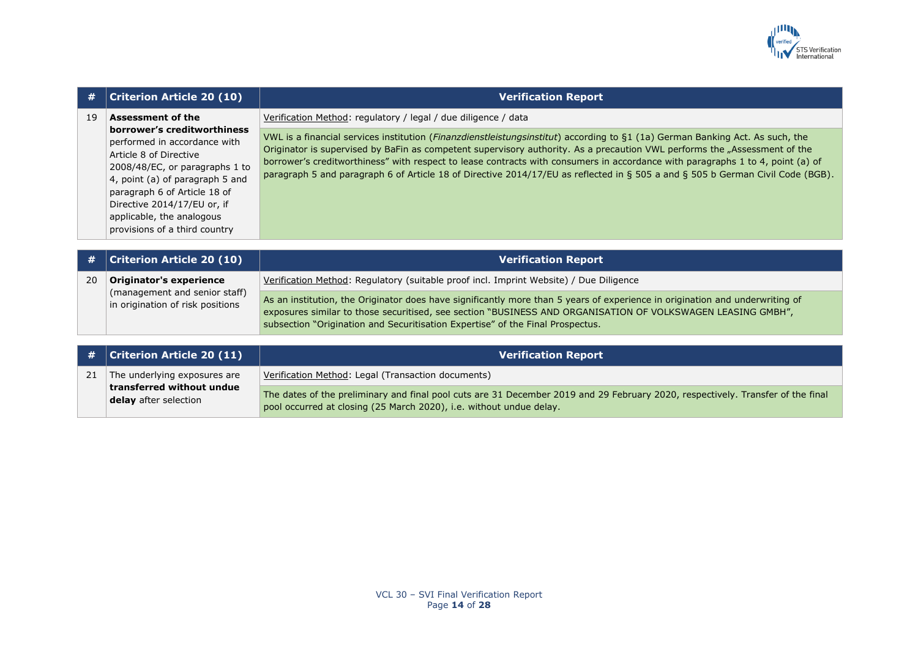| # | Criterion Article 20 (10) | Verification Report |
|---|---|---|
| 19 | **Assessment of the borrower's creditworthiness** performed in accordance with Article 8 of Directive 2008/48/EC, or paragraphs 1 to 4, point (a) of paragraph 5 and paragraph 6 of Article 18 of Directive 2014/17/EU or, if applicable, the analogous provisions of a third country | <u>Verification Method</u>: regulatory / legal / due diligence / data<br><br>VWL is a financial services institution (*Finanzdienstleistungsinstitut*) according to §1 (1a) German Banking Act. As such, the Originator is supervised by BaFin as competent supervisory authority. As a precaution VWL performs the „Assessment of the borrower's creditworthiness" with respect to lease contracts with consumers in accordance with paragraphs 1 to 4, point (a) of paragraph 5 and paragraph 6 of Article 18 of Directive 2014/17/EU as reflected in § 505 a and § 505 b German Civil Code (BGB). |

| # | Criterion Article 20 (10) | Verification Report |
|---|---|---|
| 20 | **Originator's experience** (management and senior staff) in origination of risk positions | <u>Verification Method</u>: Regulatory (suitable proof incl. Imprint Website) / Due Diligence<br><br>As an institution, the Originator does have significantly more than 5 years of experience in origination and underwriting of exposures similar to those securitised, see section "BUSINESS AND ORGANISATION OF VOLKSWAGEN LEASING GMBH", subsection "Origination and Securitisation Expertise" of the Final Prospectus. |

| # | Criterion Article 20 (11) | Verification Report |
|---|---|---|
| 21 | The underlying exposures are **transferred without undue delay** after selection | <u>Verification Method</u>: Legal (Transaction documents)<br><br>The dates of the preliminary and final pool cuts are 31 December 2019 and 29 February 2020, respectively. Transfer of the final pool occurred at closing (25 March 2020), i.e. without undue delay. |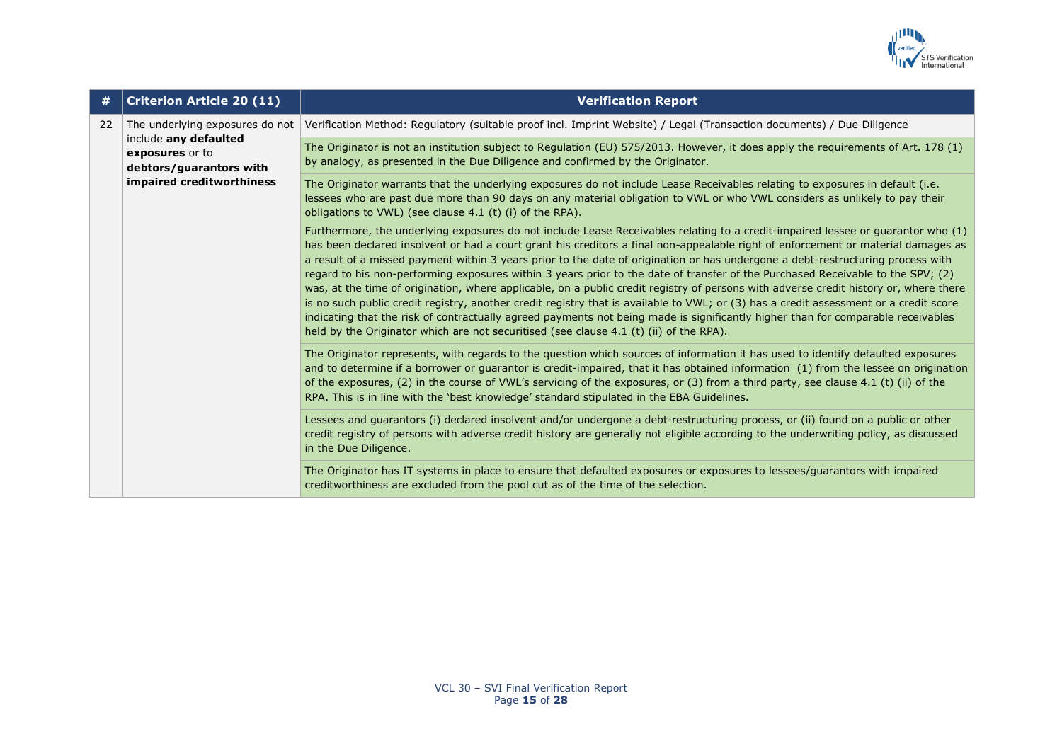| # | Criterion Article 20 (11) | Verification Report |
|---|---|---|
| 22 | The underlying exposures do not include **any defaulted exposures** or to **debtors/guarantors with impaired creditworthiness** | Verification Method: Regulatory (suitable proof incl. Imprint Website) / Legal (Transaction documents) / Due Diligence |
| | | The Originator is not an institution subject to Regulation (EU) 575/2013. However, it does apply the requirements of Art. 178 (1) by analogy, as presented in the Due Diligence and confirmed by the Originator. |
| | | The Originator warrants that the underlying exposures do not include Lease Receivables relating to exposures in default (i.e. lessees who are past due more than 90 days on any material obligation to VWL or who VWL considers as unlikely to pay their obligations to VWL) (see clause 4.1 (t) (i) of the RPA).<br><br>Furthermore, the underlying exposures do not include Lease Receivables relating to a credit-impaired lessee or guarantor who (1) has been declared insolvent or had a court grant his creditors a final non-appealable right of enforcement or material damages as a result of a missed payment within 3 years prior to the date of origination or has undergone a debt-restructuring process with regard to his non-performing exposures within 3 years prior to the date of transfer of the Purchased Receivable to the SPV; (2) was, at the time of origination, where applicable, on a public credit registry of persons with adverse credit history or, where there is no such public credit registry, another credit registry that is available to VWL; or (3) has a credit assessment or a credit score indicating that the risk of contractually agreed payments not being made is significantly higher than for comparable receivables held by the Originator which are not securitised (see clause 4.1 (t) (ii) of the RPA). |
| | | The Originator represents, with regards to the question which sources of information it has used to identify defaulted exposures and to determine if a borrower or guarantor is credit-impaired, that it has obtained information (1) from the lessee on origination of the exposures, (2) in the course of VWL's servicing of the exposures, or (3) from a third party, see clause 4.1 (t) (ii) of the RPA. This is in line with the 'best knowledge' standard stipulated in the EBA Guidelines. |
| | | Lessees and guarantors (i) declared insolvent and/or undergone a debt-restructuring process, or (ii) found on a public or other credit registry of persons with adverse credit history are generally not eligible according to the underwriting policy, as discussed in the Due Diligence. |
| | | The Originator has IT systems in place to ensure that defaulted exposures or exposures to lessees/guarantors with impaired creditworthiness are excluded from the pool cut as of the time of the selection. |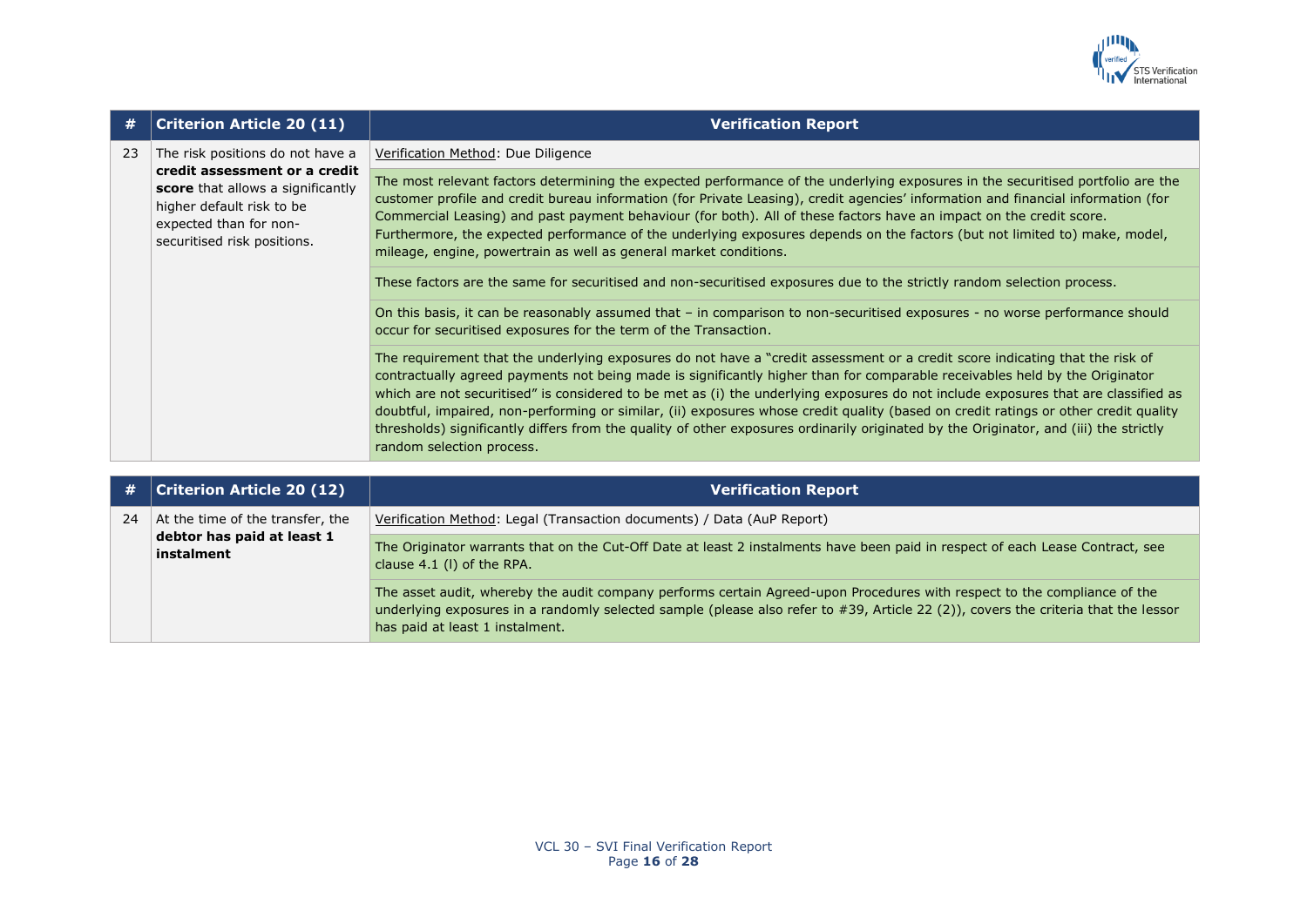| # | Criterion Article 20 (11) | Verification Report |
|---|---|---|
| 23 | The risk positions do not have a **credit assessment or a credit score** that allows a significantly higher default risk to be expected than for non-securitised risk positions. | Verification Method: Due Diligence |
| | | The most relevant factors determining the expected performance of the underlying exposures in the securitised portfolio are the customer profile and credit bureau information (for Private Leasing), credit agencies' information and financial information (for Commercial Leasing) and past payment behaviour (for both). All of these factors have an impact on the credit score. Furthermore, the expected performance of the underlying exposures depends on the factors (but not limited to) make, model, mileage, engine, powertrain as well as general market conditions. |
| | | These factors are the same for securitised and non-securitised exposures due to the strictly random selection process. |
| | | On this basis, it can be reasonably assumed that – in comparison to non-securitised exposures - no worse performance should occur for securitised exposures for the term of the Transaction. |
| | | The requirement that the underlying exposures do not have a "credit assessment or a credit score indicating that the risk of contractually agreed payments not being made is significantly higher than for comparable receivables held by the Originator which are not securitised" is considered to be met as (i) the underlying exposures do not include exposures that are classified as doubtful, impaired, non-performing or similar, (ii) exposures whose credit quality (based on credit ratings or other credit quality thresholds) significantly differs from the quality of other exposures ordinarily originated by the Originator, and (iii) the strictly random selection process. |

| # | Criterion Article 20 (12) | Verification Report |
|---|---|---|
| 24 | At the time of the transfer, the **debtor has paid at least 1 instalment** | Verification Method: Legal (Transaction documents) / Data (AuP Report) |
| | | The Originator warrants that on the Cut-Off Date at least 2 instalments have been paid in respect of each Lease Contract, see clause 4.1 (l) of the RPA. |
| | | The asset audit, whereby the audit company performs certain Agreed-upon Procedures with respect to the compliance of the underlying exposures in a randomly selected sample (please also refer to #39, Article 22 (2)), covers the criteria that the lessor has paid at least 1 instalment. |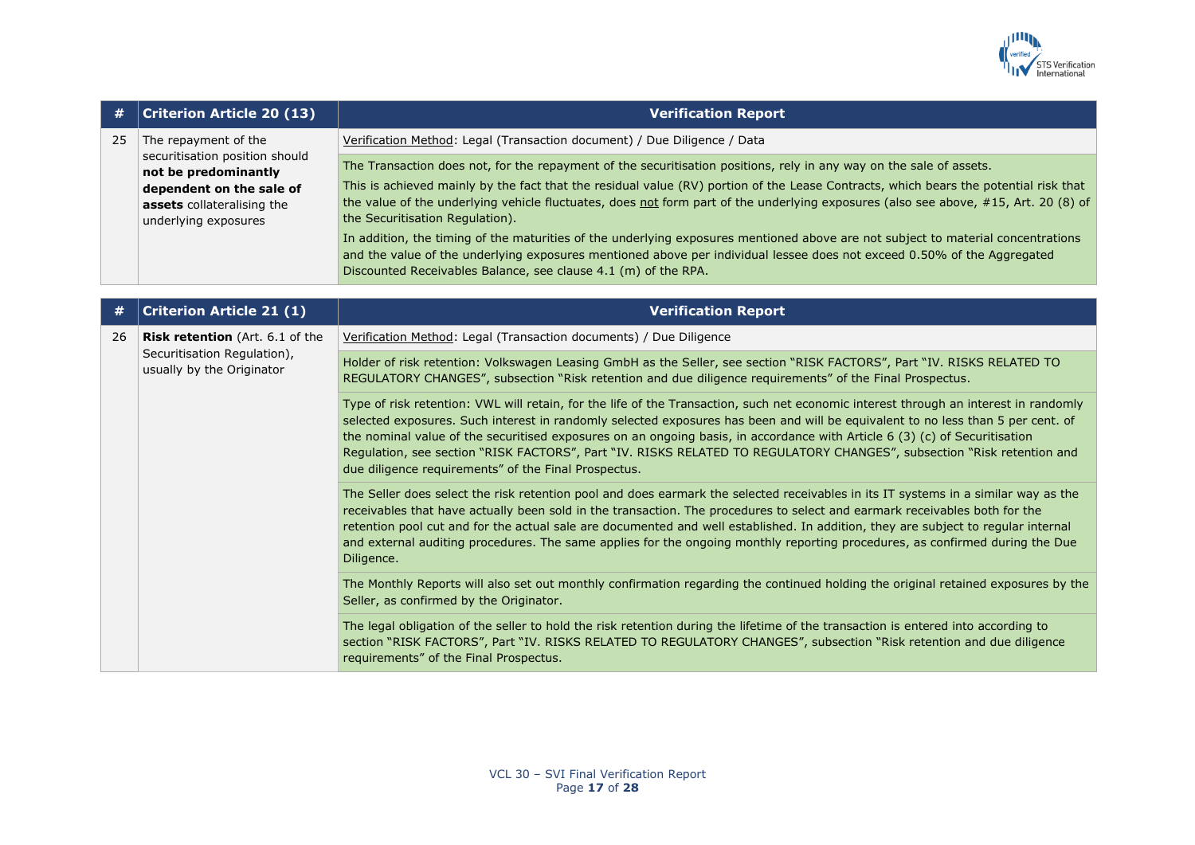| # | Criterion Article 20 (13) | Verification Report |
|---|---|---|
| 25 | The repayment of the securitisation position should **not be predominantly dependent on the sale of assets** collateralising the underlying exposures | Verification Method: Legal (Transaction document) / Due Diligence / Data |
| | | The Transaction does not, for the repayment of the securitisation positions, rely in any way on the sale of assets.<br><br>This is achieved mainly by the fact that the residual value (RV) portion of the Lease Contracts, which bears the potential risk that the value of the underlying vehicle fluctuates, does not form part of the underlying exposures (also see above, #15, Art. 20 (8) of the Securitisation Regulation).<br><br>In addition, the timing of the maturities of the underlying exposures mentioned above are not subject to material concentrations and the value of the underlying exposures mentioned above per individual lessee does not exceed 0.50% of the Aggregated Discounted Receivables Balance, see clause 4.1 (m) of the RPA. |

| # | Criterion Article 21 (1) | Verification Report |
|---|---|---|
| 26 | **Risk retention** (Art. 6.1 of the Securitisation Regulation), usually by the Originator | Verification Method: Legal (Transaction documents) / Due Diligence |
| | | Holder of risk retention: Volkswagen Leasing GmbH as the Seller, see section "RISK FACTORS", Part "IV. RISKS RELATED TO REGULATORY CHANGES", subsection "Risk retention and due diligence requirements" of the Final Prospectus. |
| | | Type of risk retention: VWL will retain, for the life of the Transaction, such net economic interest through an interest in randomly selected exposures. Such interest in randomly selected exposures has been and will be equivalent to no less than 5 per cent. of the nominal value of the securitised exposures on an ongoing basis, in accordance with Article 6 (3) (c) of Securitisation Regulation, see section "RISK FACTORS", Part "IV. RISKS RELATED TO REGULATORY CHANGES", subsection "Risk retention and due diligence requirements" of the Final Prospectus. |
| | | The Seller does select the risk retention pool and does earmark the selected receivables in its IT systems in a similar way as the receivables that have actually been sold in the transaction. The procedures to select and earmark receivables both for the retention pool cut and for the actual sale are documented and well established. In addition, they are subject to regular internal and external auditing procedures. The same applies for the ongoing monthly reporting procedures, as confirmed during the Due Diligence. |
| | | The Monthly Reports will also set out monthly confirmation regarding the continued holding the original retained exposures by the Seller, as confirmed by the Originator. |
| | | The legal obligation of the seller to hold the risk retention during the lifetime of the transaction is entered into according to section "RISK FACTORS", Part "IV. RISKS RELATED TO REGULATORY CHANGES", subsection "Risk retention and due diligence requirements" of the Final Prospectus. |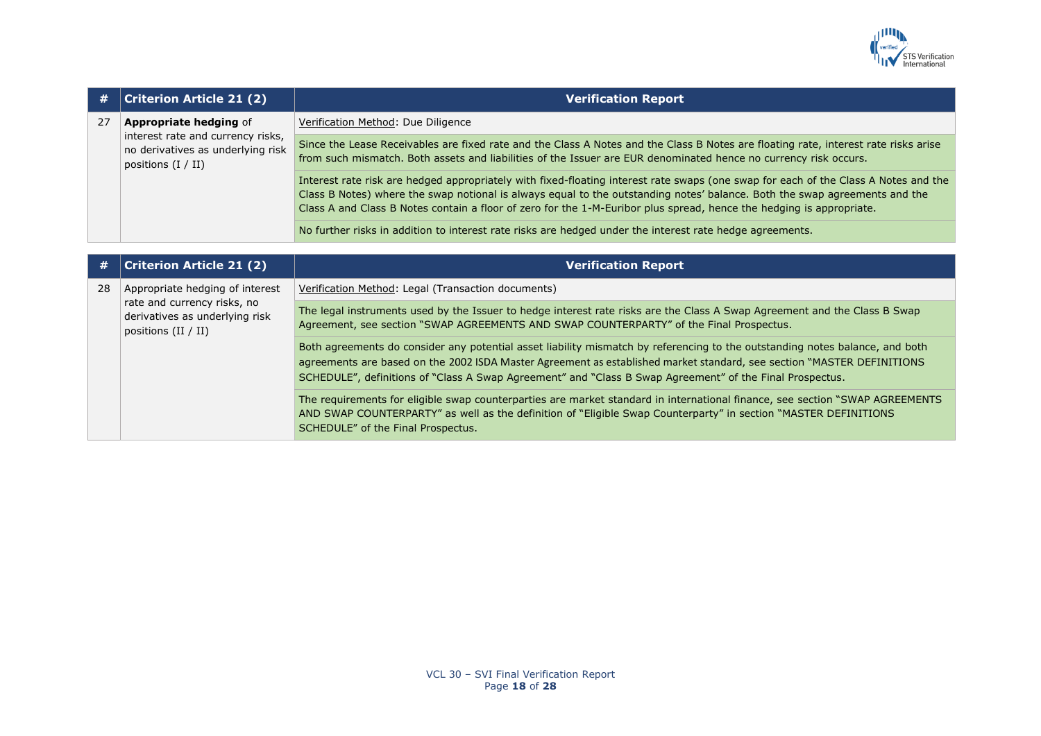| # | Criterion Article 21 (2) | Verification Report |
|---|---|---|
| 27 | **Appropriate hedging** of interest rate and currency risks, no derivatives as underlying risk positions (I / II) | Verification Method: Due Diligence |
| | | Since the Lease Receivables are fixed rate and the Class A Notes and the Class B Notes are floating rate, interest rate risks arise from such mismatch. Both assets and liabilities of the Issuer are EUR denominated hence no currency risk occurs. |
| | | Interest rate risk are hedged appropriately with fixed-floating interest rate swaps (one swap for each of the Class A Notes and the Class B Notes) where the swap notional is always equal to the outstanding notes' balance. Both the swap agreements and the Class A and Class B Notes contain a floor of zero for the 1-M-Euribor plus spread, hence the hedging is appropriate. |
| | | No further risks in addition to interest rate risks are hedged under the interest rate hedge agreements. |

| # | Criterion Article 21 (2) | Verification Report |
|---|---|---|
| 28 | Appropriate hedging of interest rate and currency risks, no derivatives as underlying risk positions (II / II) | Verification Method: Legal (Transaction documents) |
| | | The legal instruments used by the Issuer to hedge interest rate risks are the Class A Swap Agreement and the Class B Swap Agreement, see section "SWAP AGREEMENTS AND SWAP COUNTERPARTY" of the Final Prospectus. |
| | | Both agreements do consider any potential asset liability mismatch by referencing to the outstanding notes balance, and both agreements are based on the 2002 ISDA Master Agreement as established market standard, see section "MASTER DEFINITIONS SCHEDULE", definitions of "Class A Swap Agreement" and "Class B Swap Agreement" of the Final Prospectus. |
| | | The requirements for eligible swap counterparties are market standard in international finance, see section "SWAP AGREEMENTS AND SWAP COUNTERPARTY" as well as the definition of "Eligible Swap Counterparty" in section "MASTER DEFINITIONS SCHEDULE" of the Final Prospectus. |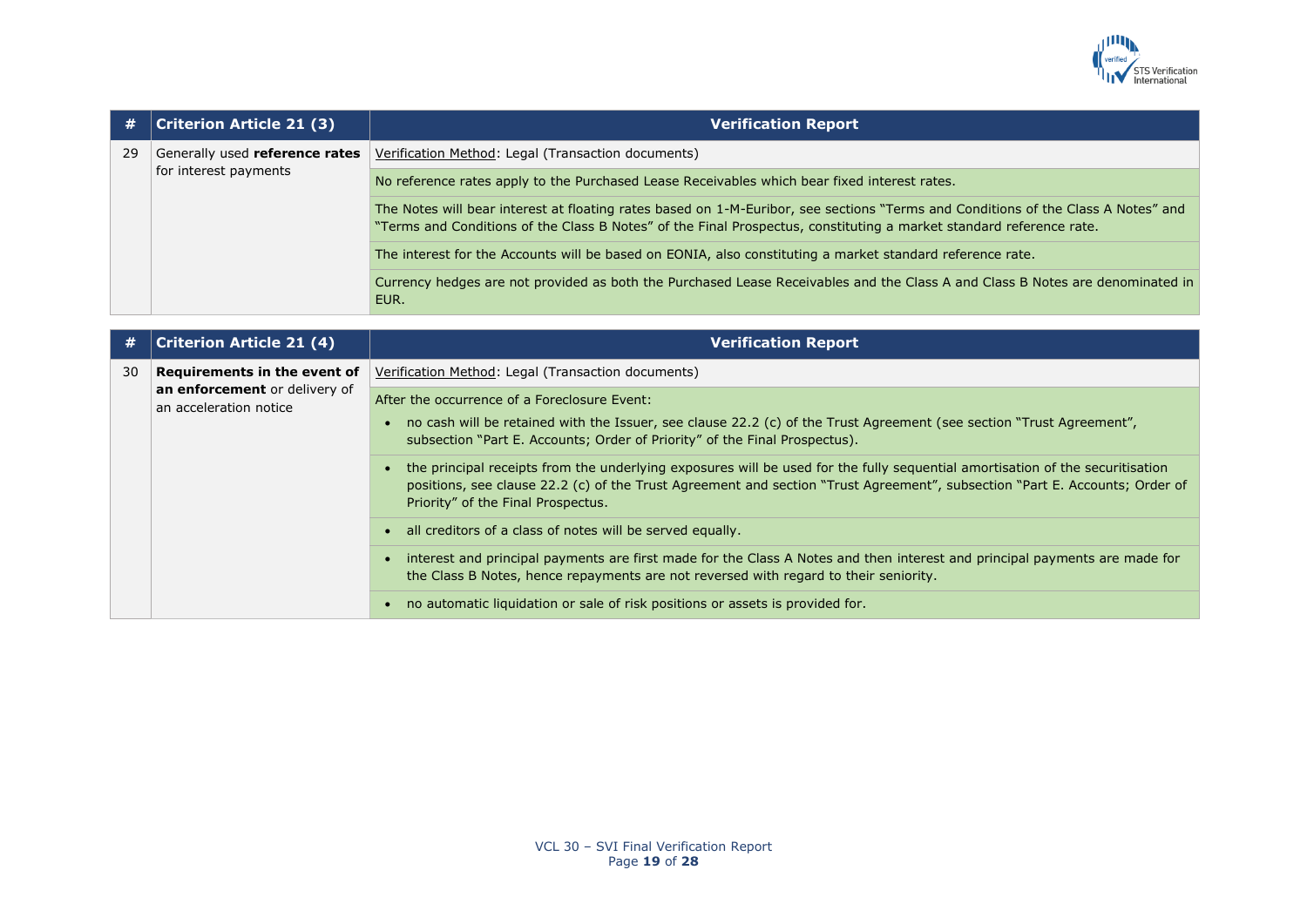| # | Criterion Article 21 (3) | Verification Report |
|---|---|---|
| 29 | Generally used **reference rates** for interest payments | <u>Verification Method</u>: Legal (Transaction documents) |
| | | No reference rates apply to the Purchased Lease Receivables which bear fixed interest rates. |
| | | The Notes will bear interest at floating rates based on 1-M-Euribor, see sections "Terms and Conditions of the Class A Notes" and "Terms and Conditions of the Class B Notes" of the Final Prospectus, constituting a market standard reference rate. |
| | | The interest for the Accounts will be based on EONIA, also constituting a market standard reference rate. |
| | | Currency hedges are not provided as both the Purchased Lease Receivables and the Class A and Class B Notes are denominated in EUR. |

| # | Criterion Article 21 (4) | Verification Report |
|---|---|---|
| 30 | **Requirements in the event of an enforcement** or delivery of an acceleration notice | <u>Verification Method</u>: Legal (Transaction documents) |
| | | After the occurrence of a Foreclosure Event:<br>• no cash will be retained with the Issuer, see clause 22.2 (c) of the Trust Agreement (see section "Trust Agreement", subsection "Part E. Accounts; Order of Priority" of the Final Prospectus). |
| | | • the principal receipts from the underlying exposures will be used for the fully sequential amortisation of the securitisation positions, see clause 22.2 (c) of the Trust Agreement and section "Trust Agreement", subsection "Part E. Accounts; Order of Priority" of the Final Prospectus. |
| | | • all creditors of a class of notes will be served equally. |
| | | • interest and principal payments are first made for the Class A Notes and then interest and principal payments are made for the Class B Notes, hence repayments are not reversed with regard to their seniority. |
| | | • no automatic liquidation or sale of risk positions or assets is provided for. |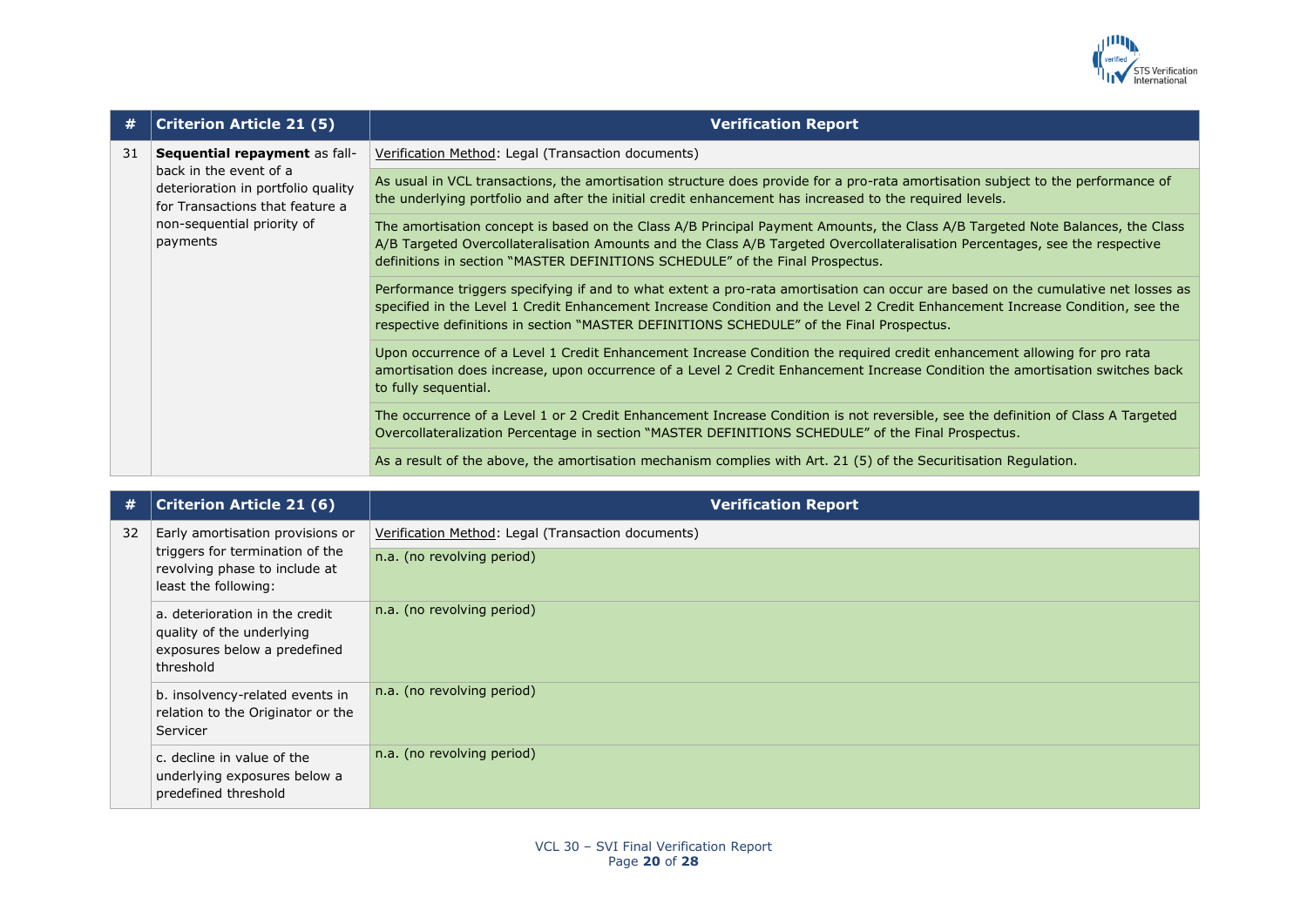| # | Criterion Article 21 (5) | Verification Report |
|---|---|---|
| 31 | **Sequential repayment** as fall-back in the event of a deterioration in portfolio quality for Transactions that feature a non-sequential priority of payments | Verification Method: Legal (Transaction documents) |
| | | As usual in VCL transactions, the amortisation structure does provide for a pro-rata amortisation subject to the performance of the underlying portfolio and after the initial credit enhancement has increased to the required levels. |
| | | The amortisation concept is based on the Class A/B Principal Payment Amounts, the Class A/B Targeted Note Balances, the Class A/B Targeted Overcollateralisation Amounts and the Class A/B Targeted Overcollateralisation Percentages, see the respective definitions in section "MASTER DEFINITIONS SCHEDULE" of the Final Prospectus. |
| | | Performance triggers specifying if and to what extent a pro-rata amortisation can occur are based on the cumulative net losses as specified in the Level 1 Credit Enhancement Increase Condition and the Level 2 Credit Enhancement Increase Condition, see the respective definitions in section "MASTER DEFINITIONS SCHEDULE" of the Final Prospectus. |
| | | Upon occurrence of a Level 1 Credit Enhancement Increase Condition the required credit enhancement allowing for pro rata amortisation does increase, upon occurrence of a Level 2 Credit Enhancement Increase Condition the amortisation switches back to fully sequential. |
| | | The occurrence of a Level 1 or 2 Credit Enhancement Increase Condition is not reversible, see the definition of Class A Targeted Overcollateralization Percentage in section "MASTER DEFINITIONS SCHEDULE" of the Final Prospectus. |
| | | As a result of the above, the amortisation mechanism complies with Art. 21 (5) of the Securitisation Regulation. |

| # | Criterion Article 21 (6) | Verification Report |
|---|---|---|
| 32 | Early amortisation provisions or triggers for termination of the revolving phase to include at least the following: | Verification Method: Legal (Transaction documents) |
| | | n.a. (no revolving period) |
| | a. deterioration in the credit quality of the underlying exposures below a predefined threshold | n.a. (no revolving period) |
| | b. insolvency-related events in relation to the Originator or the Servicer | n.a. (no revolving period) |
| | c. decline in value of the underlying exposures below a predefined threshold | n.a. (no revolving period) |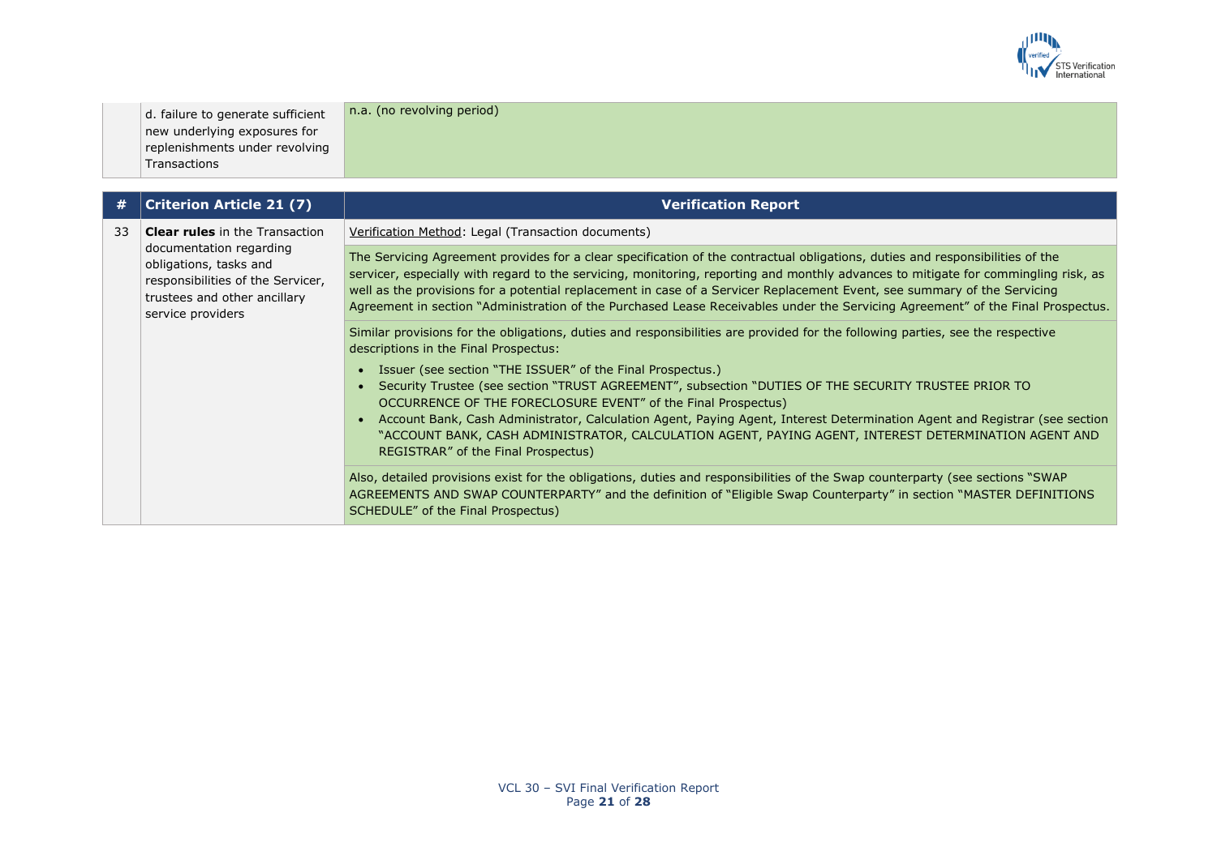| | | |
|---|---|---|
| | d. failure to generate sufficient new underlying exposures for replenishments under revolving Transactions | n.a. (no revolving period) |

| # | Criterion Article 21 (7) | Verification Report |
|---|---|---|
| 33 | **Clear rules** in the Transaction documentation regarding obligations, tasks and responsibilities of the Servicer, trustees and other ancillary service providers | Verification Method: Legal (Transaction documents) |
| | | The Servicing Agreement provides for a clear specification of the contractual obligations, duties and responsibilities of the servicer, especially with regard to the servicing, monitoring, reporting and monthly advances to mitigate for commingling risk, as well as the provisions for a potential replacement in case of a Servicer Replacement Event, see summary of the Servicing Agreement in section "Administration of the Purchased Lease Receivables under the Servicing Agreement" of the Final Prospectus. |
| | | Similar provisions for the obligations, duties and responsibilities are provided for the following parties, see the respective descriptions in the Final Prospectus:<br>• Issuer (see section "THE ISSUER" of the Final Prospectus.)<br>• Security Trustee (see section "TRUST AGREEMENT", subsection "DUTIES OF THE SECURITY TRUSTEE PRIOR TO OCCURRENCE OF THE FORECLOSURE EVENT" of the Final Prospectus)<br>• Account Bank, Cash Administrator, Calculation Agent, Paying Agent, Interest Determination Agent and Registrar (see section "ACCOUNT BANK, CASH ADMINISTRATOR, CALCULATION AGENT, PAYING AGENT, INTEREST DETERMINATION AGENT AND REGISTRAR" of the Final Prospectus) |
| | | Also, detailed provisions exist for the obligations, duties and responsibilities of the Swap counterparty (see sections "SWAP AGREEMENTS AND SWAP COUNTERPARTY" and the definition of "Eligible Swap Counterparty" in section "MASTER DEFINITIONS SCHEDULE" of the Final Prospectus) |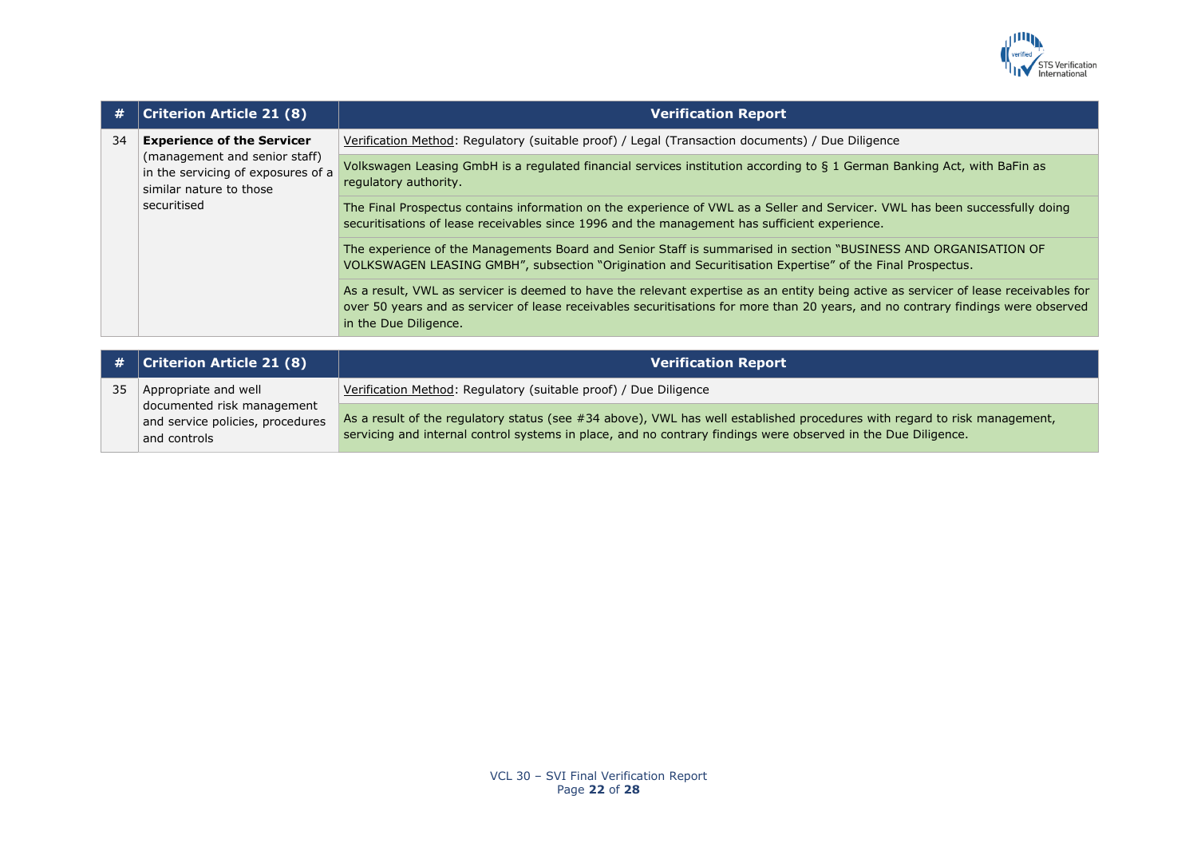| # | Criterion Article 21 (8) | Verification Report |
|---|---|---|
| 34 | **Experience of the Servicer** (management and senior staff) in the servicing of exposures of a similar nature to those securitised | Verification Method: Regulatory (suitable proof) / Legal (Transaction documents) / Due Diligence |
| | | Volkswagen Leasing GmbH is a regulated financial services institution according to § 1 German Banking Act, with BaFin as regulatory authority. |
| | | The Final Prospectus contains information on the experience of VWL as a Seller and Servicer. VWL has been successfully doing securitisations of lease receivables since 1996 and the management has sufficient experience. |
| | | The experience of the Managements Board and Senior Staff is summarised in section "BUSINESS AND ORGANISATION OF VOLKSWAGEN LEASING GMBH", subsection "Origination and Securitisation Expertise" of the Final Prospectus. |
| | | As a result, VWL as servicer is deemed to have the relevant expertise as an entity being active as servicer of lease receivables for over 50 years and as servicer of lease receivables securitisations for more than 20 years, and no contrary findings were observed in the Due Diligence. |

| # | Criterion Article 21 (8) | Verification Report |
|---|---|---|
| 35 | Appropriate and well documented risk management and service policies, procedures and controls | Verification Method: Regulatory (suitable proof) / Due Diligence |
| | | As a result of the regulatory status (see #34 above), VWL has well established procedures with regard to risk management, servicing and internal control systems in place, and no contrary findings were observed in the Due Diligence. |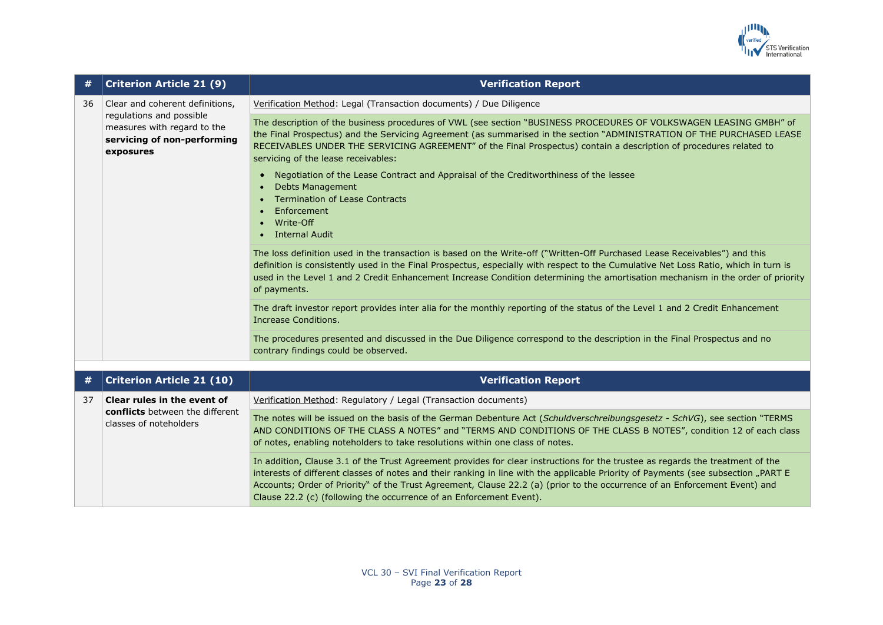| # | Criterion Article 21 (9) | Verification Report |
|---|---|---|
| 36 | Clear and coherent definitions, regulations and possible measures with regard to the **servicing of non-performing exposures** | Verification Method: Legal (Transaction documents) / Due Diligence |
| | | The description of the business procedures of VWL (see section "BUSINESS PROCEDURES OF VOLKSWAGEN LEASING GMBH" of the Final Prospectus) and the Servicing Agreement (as summarised in the section "ADMINISTRATION OF THE PURCHASED LEASE RECEIVABLES UNDER THE SERVICING AGREEMENT" of the Final Prospectus) contain a description of procedures related to servicing of the lease receivables:<br>• Negotiation of the Lease Contract and Appraisal of the Creditworthiness of the lessee<br>• Debts Management<br>• Termination of Lease Contracts<br>• Enforcement<br>• Write-Off<br>• Internal Audit |
| | | The loss definition used in the transaction is based on the Write-off ("Written-Off Purchased Lease Receivables") and this definition is consistently used in the Final Prospectus, especially with respect to the Cumulative Net Loss Ratio, which in turn is used in the Level 1 and 2 Credit Enhancement Increase Condition determining the amortisation mechanism in the order of priority of payments. |
| | | The draft investor report provides inter alia for the monthly reporting of the status of the Level 1 and 2 Credit Enhancement Increase Conditions. |
| | | The procedures presented and discussed in the Due Diligence correspond to the description in the Final Prospectus and no contrary findings could be observed. |

| # | Criterion Article 21 (10) | Verification Report |
|---|---|---|
| 37 | **Clear rules in the event of conflicts** between the different classes of noteholders | Verification Method: Regulatory / Legal (Transaction documents) |
| | | The notes will be issued on the basis of the German Debenture Act (*Schuldverschreibungsgesetz - SchVG*), see section "TERMS AND CONDITIONS OF THE CLASS A NOTES" and "TERMS AND CONDITIONS OF THE CLASS B NOTES", condition 12 of each class of notes, enabling noteholders to take resolutions within one class of notes. |
| | | In addition, Clause 3.1 of the Trust Agreement provides for clear instructions for the trustee as regards the treatment of the interests of different classes of notes and their ranking in line with the applicable Priority of Payments (see subsection „PART E Accounts; Order of Priority" of the Trust Agreement, Clause 22.2 (a) (prior to the occurrence of an Enforcement Event) and Clause 22.2 (c) (following the occurrence of an Enforcement Event). |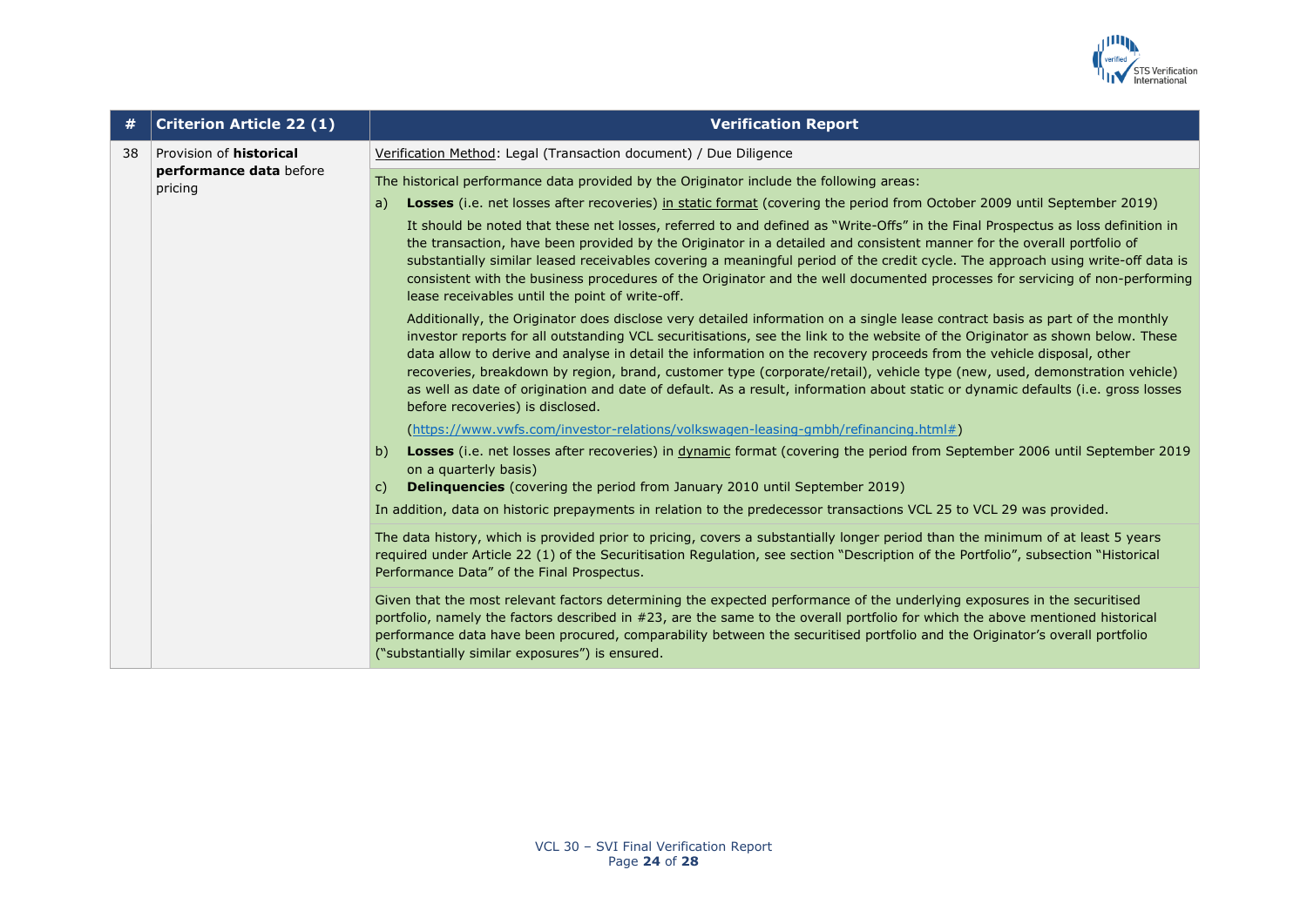| # | Criterion Article 22 (1) | Verification Report |
|---|---|---|
| 38 | Provision of **historical performance data** before pricing | Verification Method: Legal (Transaction document) / Due Diligence |
| | | The historical performance data provided by the Originator include the following areas:<br>a) **Losses** (i.e. net losses after recoveries) in static format (covering the period from October 2009 until September 2019)<br>It should be noted that these net losses, referred to and defined as "Write-Offs" in the Final Prospectus as loss definition in the transaction, have been provided by the Originator in a detailed and consistent manner for the overall portfolio of substantially similar leased receivables covering a meaningful period of the credit cycle. The approach using write-off data is consistent with the business procedures of the Originator and the well documented processes for servicing of non-performing lease receivables until the point of write-off.<br>Additionally, the Originator does disclose very detailed information on a single lease contract basis as part of the monthly investor reports for all outstanding VCL securitisations, see the link to the website of the Originator as shown below. These data allow to derive and analyse in detail the information on the recovery proceeds from the vehicle disposal, other recoveries, breakdown by region, brand, customer type (corporate/retail), vehicle type (new, used, demonstration vehicle) as well as date of origination and date of default. As a result, information about static or dynamic defaults (i.e. gross losses before recoveries) is disclosed.<br>(https://www.vwfs.com/investor-relations/volkswagen-leasing-gmbh/refinancing.html#)<br>b) **Losses** (i.e. net losses after recoveries) in dynamic format (covering the period from September 2006 until September 2019 on a quarterly basis)<br>c) **Delinquencies** (covering the period from January 2010 until September 2019)<br>In addition, data on historic prepayments in relation to the predecessor transactions VCL 25 to VCL 29 was provided. |
| | | The data history, which is provided prior to pricing, covers a substantially longer period than the minimum of at least 5 years required under Article 22 (1) of the Securitisation Regulation, see section "Description of the Portfolio", subsection "Historical Performance Data" of the Final Prospectus. |
| | | Given that the most relevant factors determining the expected performance of the underlying exposures in the securitised portfolio, namely the factors described in #23, are the same to the overall portfolio for which the above mentioned historical performance data have been procured, comparability between the securitised portfolio and the Originator's overall portfolio ("substantially similar exposures") is ensured. |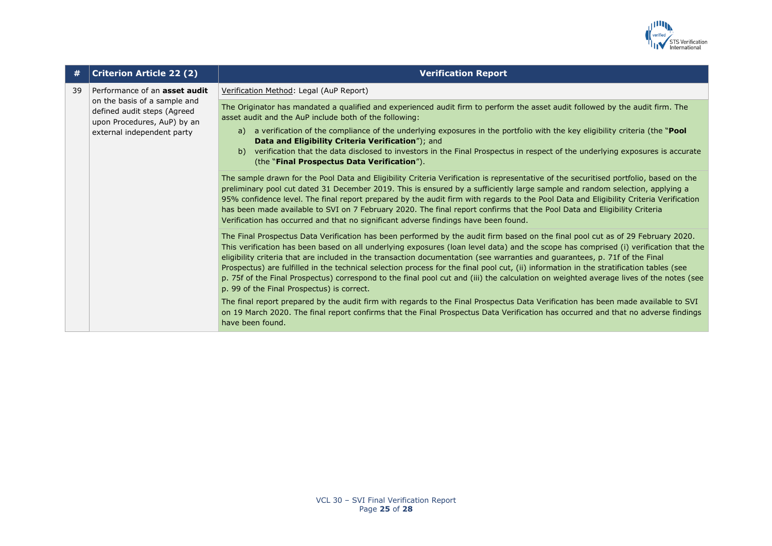| # | Criterion Article 22 (2) | Verification Report |
|---|---|---|
| 39 | Performance of an **asset audit** on the basis of a sample and defined audit steps (Agreed upon Procedures, AuP) by an external independent party | Verification Method: Legal (AuP Report) |
| | | The Originator has mandated a qualified and experienced audit firm to perform the asset audit followed by the audit firm. The asset audit and the AuP include both of the following:<br>a) a verification of the compliance of the underlying exposures in the portfolio with the key eligibility criteria (the "**Pool Data and Eligibility Criteria Verification**"); and<br>b) verification that the data disclosed to investors in the Final Prospectus in respect of the underlying exposures is accurate (the "**Final Prospectus Data Verification**"). |
| | | The sample drawn for the Pool Data and Eligibility Criteria Verification is representative of the securitised portfolio, based on the preliminary pool cut dated 31 December 2019. This is ensured by a sufficiently large sample and random selection, applying a 95% confidence level. The final report prepared by the audit firm with regards to the Pool Data and Eligibility Criteria Verification has been made available to SVI on 7 February 2020. The final report confirms that the Pool Data and Eligibility Criteria Verification has occurred and that no significant adverse findings have been found. |
| | | The Final Prospectus Data Verification has been performed by the audit firm based on the final pool cut as of 29 February 2020. This verification has been based on all underlying exposures (loan level data) and the scope has comprised (i) verification that the eligibility criteria that are included in the transaction documentation (see warranties and guarantees, p. 71f of the Final Prospectus) are fulfilled in the technical selection process for the final pool cut, (ii) information in the stratification tables (see p. 75f of the Final Prospectus) correspond to the final pool cut and (iii) the calculation on weighted average lives of the notes (see p. 99 of the Final Prospectus) is correct.<br>The final report prepared by the audit firm with regards to the Final Prospectus Data Verification has been made available to SVI on 19 March 2020. The final report confirms that the Final Prospectus Data Verification has occurred and that no adverse findings have been found. |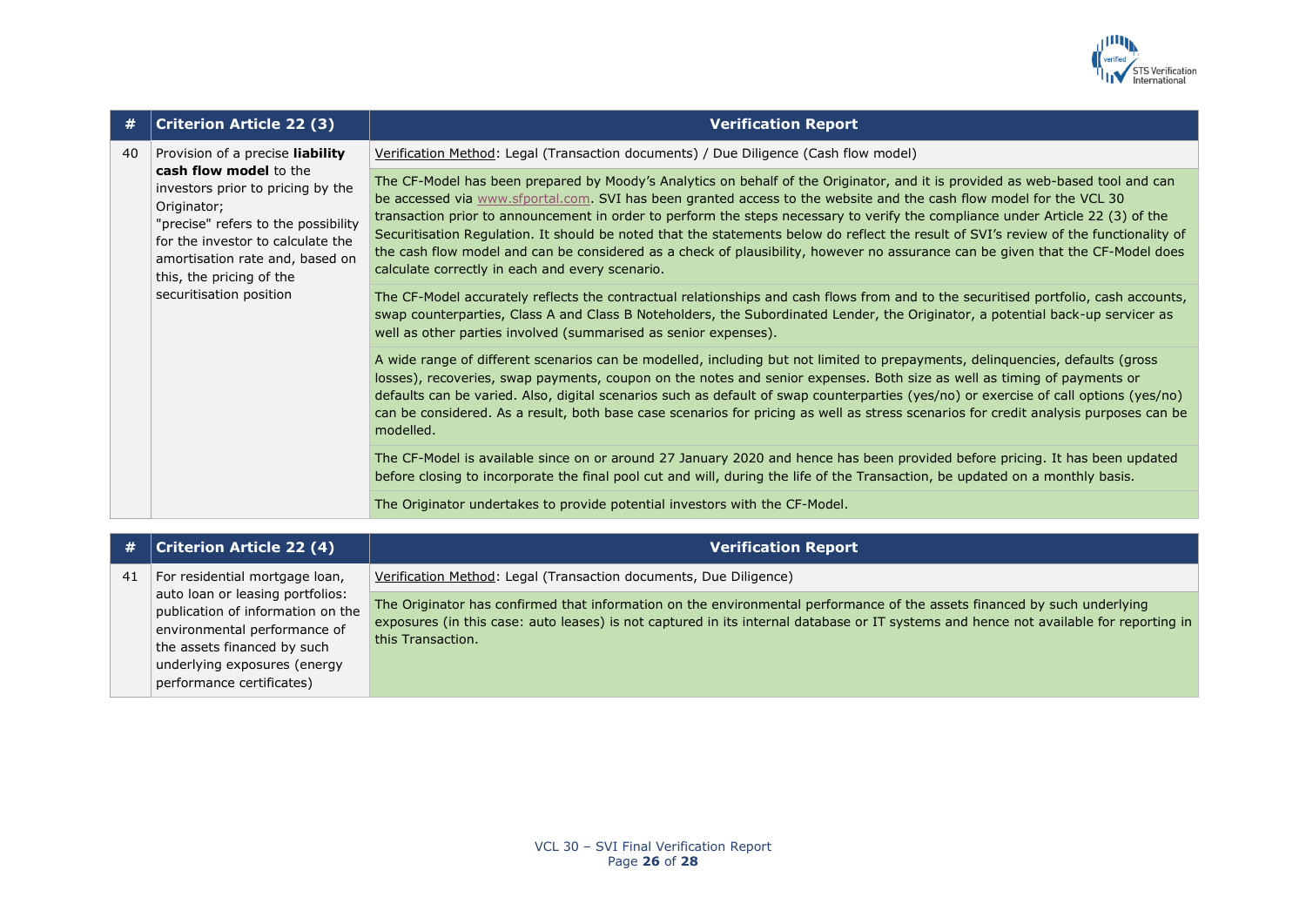| # | Criterion Article 22 (3) | Verification Report |
|---|---|---|
| 40 | Provision of a precise **liability cash flow model** to the investors prior to pricing by the Originator; "precise" refers to the possibility for the investor to calculate the amortisation rate and, based on this, the pricing of the securitisation position | Verification Method: Legal (Transaction documents) / Due Diligence (Cash flow model) |
| | | The CF-Model has been prepared by Moody's Analytics on behalf of the Originator, and it is provided as web-based tool and can be accessed via www.sfportal.com. SVI has been granted access to the website and the cash flow model for the VCL 30 transaction prior to announcement in order to perform the steps necessary to verify the compliance under Article 22 (3) of the Securitisation Regulation. It should be noted that the statements below do reflect the result of SVI's review of the functionality of the cash flow model and can be considered as a check of plausibility, however no assurance can be given that the CF-Model does calculate correctly in each and every scenario. |
| | | The CF-Model accurately reflects the contractual relationships and cash flows from and to the securitised portfolio, cash accounts, swap counterparties, Class A and Class B Noteholders, the Subordinated Lender, the Originator, a potential back-up servicer as well as other parties involved (summarised as senior expenses). |
| | | A wide range of different scenarios can be modelled, including but not limited to prepayments, delinquencies, defaults (gross losses), recoveries, swap payments, coupon on the notes and senior expenses. Both size as well as timing of payments or defaults can be varied. Also, digital scenarios such as default of swap counterparties (yes/no) or exercise of call options (yes/no) can be considered. As a result, both base case scenarios for pricing as well as stress scenarios for credit analysis purposes can be modelled. |
| | | The CF-Model is available since on or around 27 January 2020 and hence has been provided before pricing. It has been updated before closing to incorporate the final pool cut and will, during the life of the Transaction, be updated on a monthly basis. |
| | | The Originator undertakes to provide potential investors with the CF-Model. |

| # | Criterion Article 22 (4) | Verification Report |
|---|---|---|
| 41 | For residential mortgage loan, auto loan or leasing portfolios: publication of information on the environmental performance of the assets financed by such underlying exposures (energy performance certificates) | Verification Method: Legal (Transaction documents, Due Diligence) |
| | | The Originator has confirmed that information on the environmental performance of the assets financed by such underlying exposures (in this case: auto leases) is not captured in its internal database or IT systems and hence not available for reporting in this Transaction. |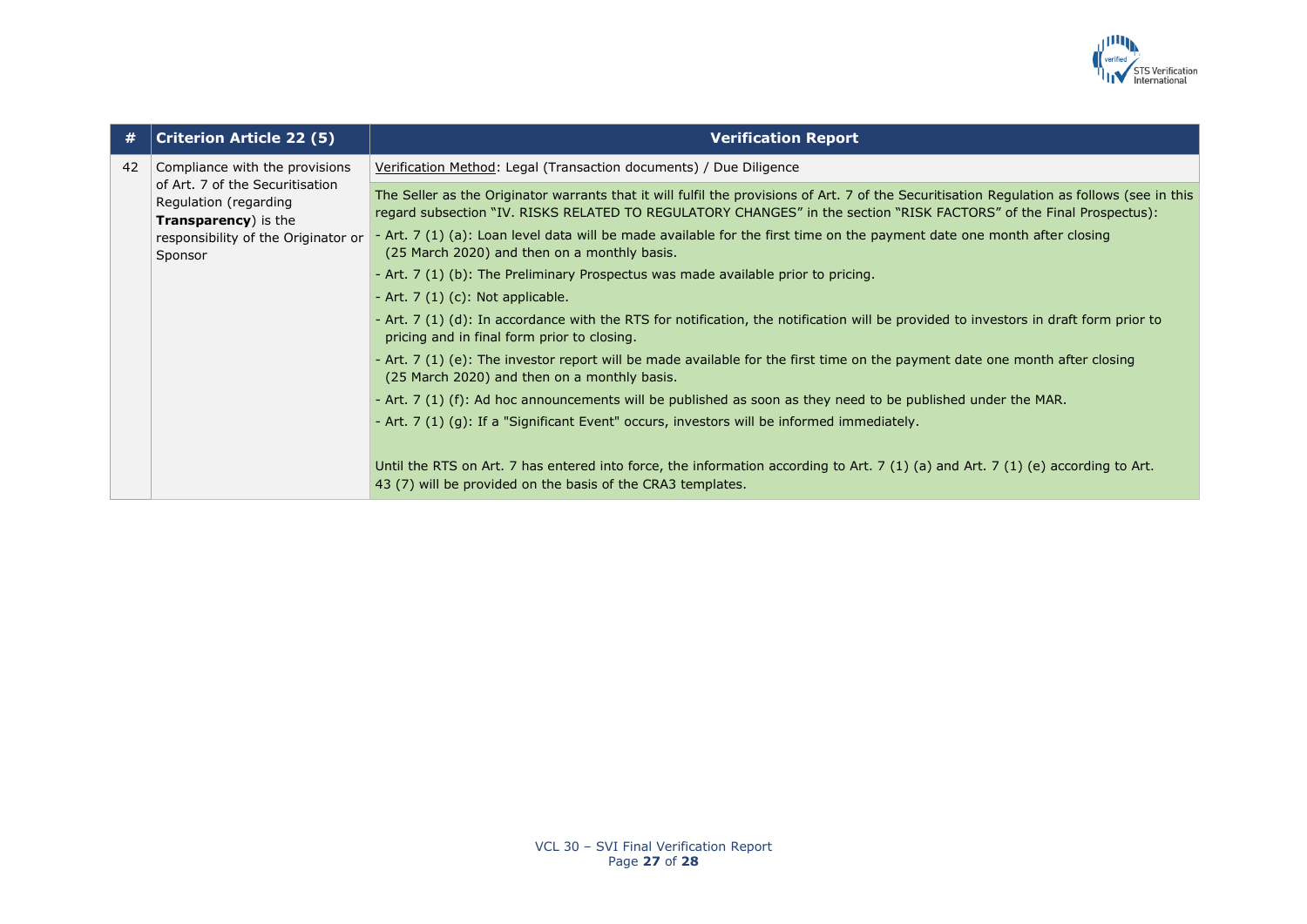| # | Criterion Article 22 (5) | Verification Report |
|---|---|---|
| 42 | Compliance with the provisions of Art. 7 of the Securitisation Regulation (regarding **Transparency**) is the responsibility of the Originator or Sponsor | Verification Method: Legal (Transaction documents) / Due Diligence |
| | | The Seller as the Originator warrants that it will fulfil the provisions of Art. 7 of the Securitisation Regulation as follows (see in this regard subsection "IV. RISKS RELATED TO REGULATORY CHANGES" in the section "RISK FACTORS" of the Final Prospectus):<br>- Art. 7 (1) (a): Loan level data will be made available for the first time on the payment date one month after closing (25 March 2020) and then on a monthly basis.<br>- Art. 7 (1) (b): The Preliminary Prospectus was made available prior to pricing.<br>- Art. 7 (1) (c): Not applicable.<br>- Art. 7 (1) (d): In accordance with the RTS for notification, the notification will be provided to investors in draft form prior to pricing and in final form prior to closing.<br>- Art. 7 (1) (e): The investor report will be made available for the first time on the payment date one month after closing (25 March 2020) and then on a monthly basis.<br>- Art. 7 (1) (f): Ad hoc announcements will be published as soon as they need to be published under the MAR.<br>- Art. 7 (1) (g): If a "Significant Event" occurs, investors will be informed immediately.<br><br>Until the RTS on Art. 7 has entered into force, the information according to Art. 7 (1) (a) and Art. 7 (1) (e) according to Art. 43 (7) will be provided on the basis of the CRA3 templates. |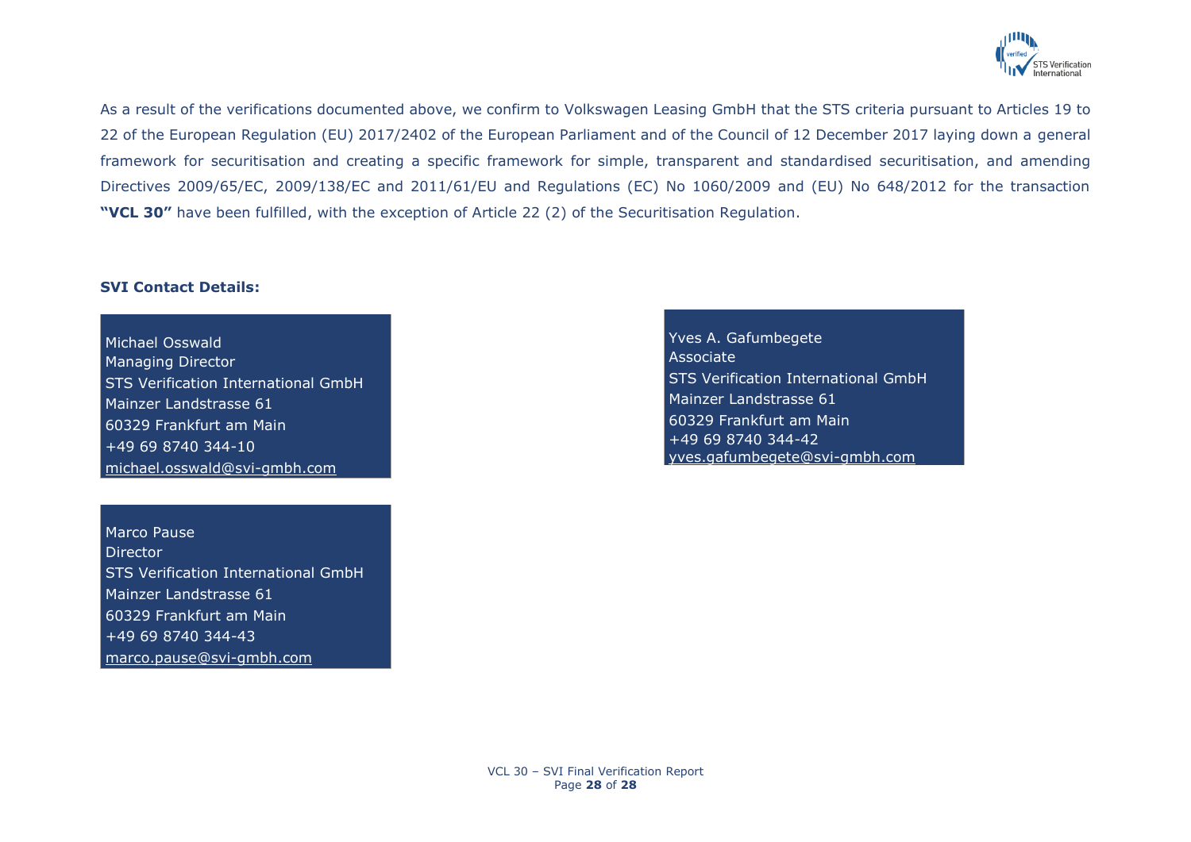As a result of the verifications documented above, we confirm to Volkswagen Leasing GmbH that the STS criteria pursuant to Articles 19 to 22 of the European Regulation (EU) 2017/2402 of the European Parliament and of the Council of 12 December 2017 laying down a general framework for securitisation and creating a specific framework for simple, transparent and standardised securitisation, and amending Directives 2009/65/EC, 2009/138/EC and 2011/61/EU and Regulations (EC) No 1060/2009 and (EU) No 648/2012 for the transaction **"VCL 30"** have been fulfilled, with the exception of Article 22 (2) of the Securitisation Regulation.

**SVI Contact Details:**

Michael Osswald
Managing Director
STS Verification International GmbH
Mainzer Landstrasse 61
60329 Frankfurt am Main
+49 69 8740 344-10
michael.osswald@svi-gmbh.com

Yves A. Gafumbegete
Associate
STS Verification International GmbH
Mainzer Landstrasse 61
60329 Frankfurt am Main
+49 69 8740 344-42
yves.gafumbegete@svi-gmbh.com

Marco Pause
Director
STS Verification International GmbH
Mainzer Landstrasse 61
60329 Frankfurt am Main
+49 69 8740 344-43
marco.pause@svi-gmbh.com